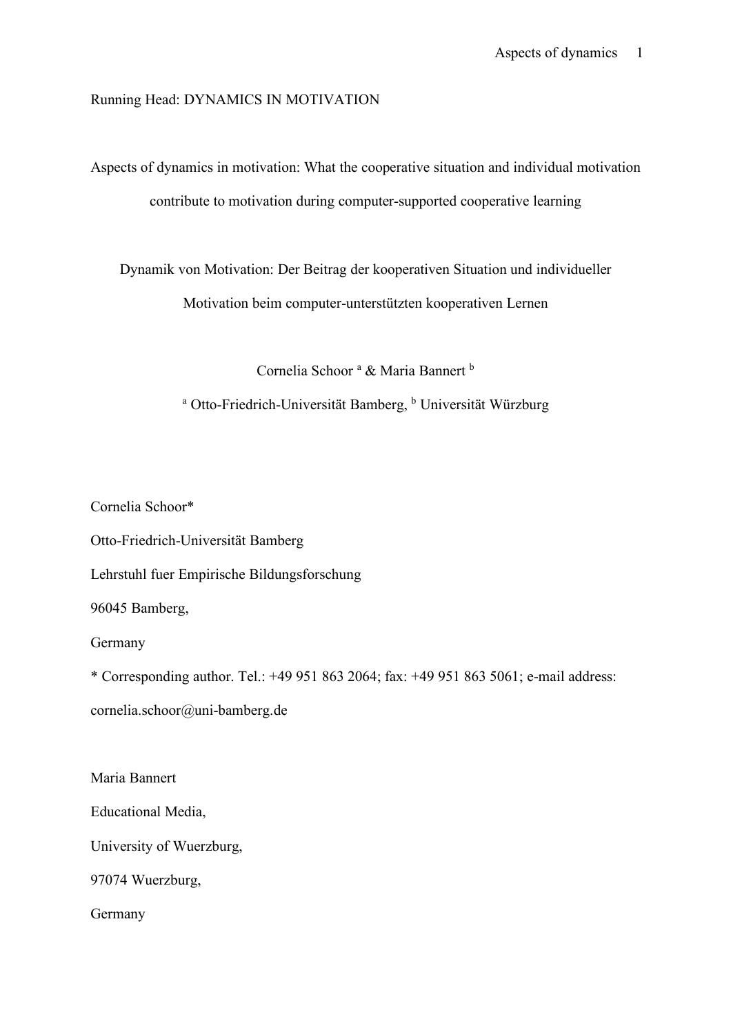Running Head: DYNAMICS IN MOTIVATION

# Aspects of dynamics in motivation: What the cooperative situation and individual motivation contribute to motivation during computer-supported cooperative learning

# Dynamik von Motivation: Der Beitrag der kooperativen Situation und individueller Motivation beim computer-unterstützten kooperativen Lernen

Cornelia Schoor [a] & Maria Bannert [b]

[a] Otto-Friedrich-Universität Bamberg, [b] Universität Würzburg

Cornelia Schoor*

Otto-Friedrich-Universität Bamberg

Lehrstuhl fuer Empirische Bildungsforschung

96045 Bamberg,

Germany

* Corresponding author. Tel.: +49 951 863 2064; fax: +49 951 863 5061; e-mail address: cornelia.schoor@uni-bamberg.de

Maria Bannert

Educational Media,

University of Wuerzburg,

97074 Wuerzburg,

Germany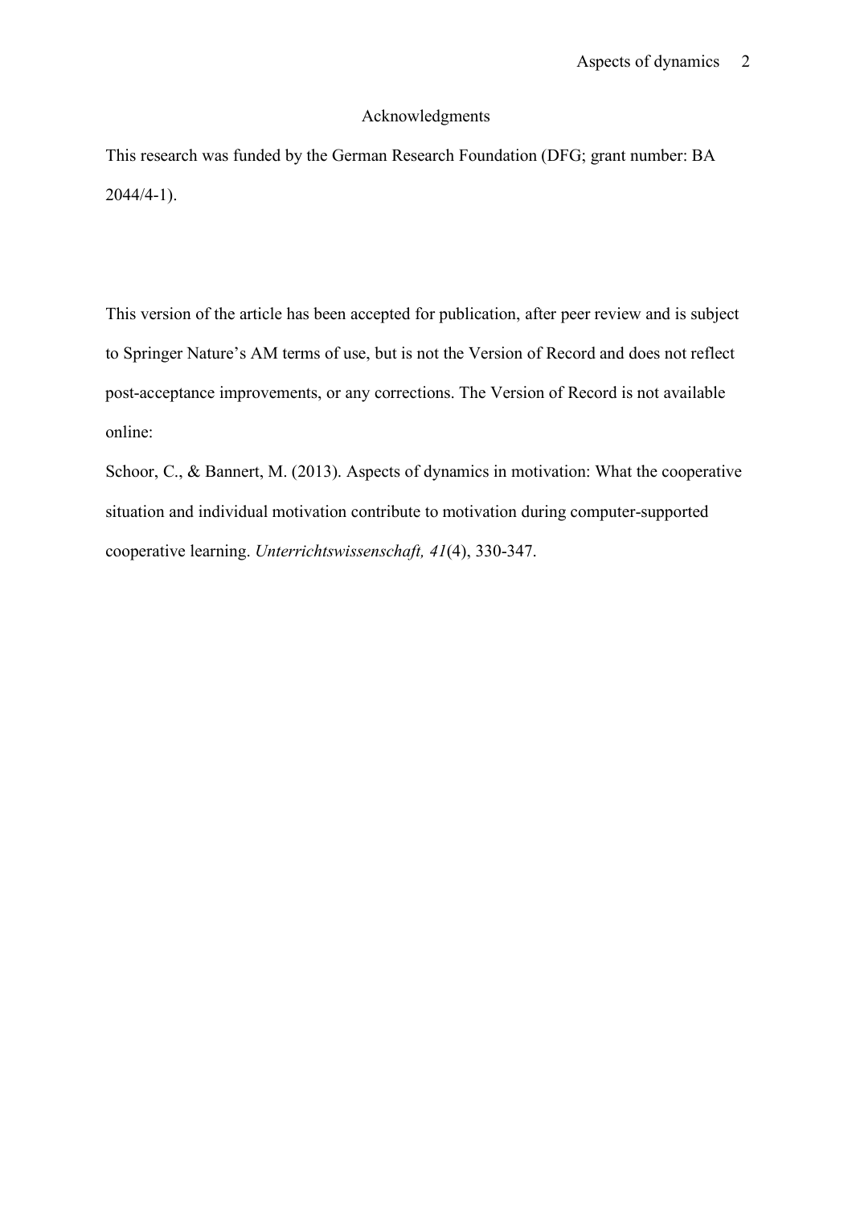## Acknowledgments

This research was funded by the German Research Foundation (DFG; grant number: BA 2044/4-1).

This version of the article has been accepted for publication, after peer review and is subject to Springer Nature's AM terms of use, but is not the Version of Record and does not reflect post-acceptance improvements, or any corrections. The Version of Record is not available online:

Schoor, C., & Bannert, M. (2013). Aspects of dynamics in motivation: What the cooperative situation and individual motivation contribute to motivation during computer-supported cooperative learning. *Unterrichtswissenschaft, 41*(4), 330-347.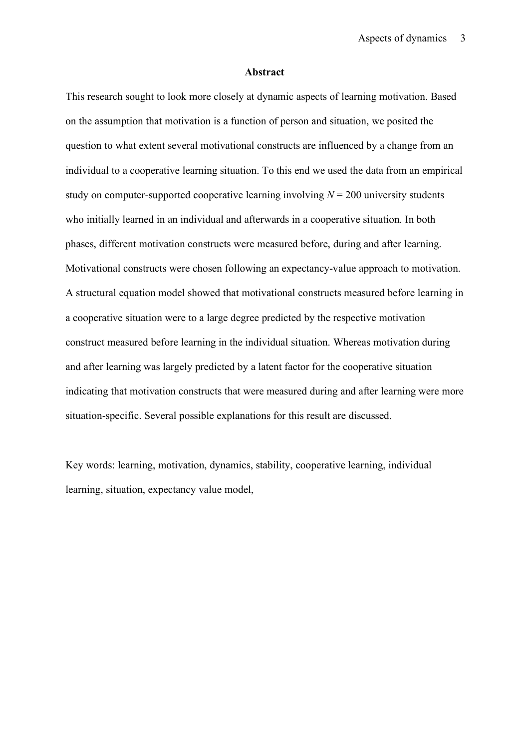## Abstract

This research sought to look more closely at dynamic aspects of learning motivation. Based on the assumption that motivation is a function of person and situation, we posited the question to what extent several motivational constructs are influenced by a change from an individual to a cooperative learning situation. To this end we used the data from an empirical study on computer-supported cooperative learning involving $N = 200$ university students who initially learned in an individual and afterwards in a cooperative situation. In both phases, different motivation constructs were measured before, during and after learning. Motivational constructs were chosen following an expectancy-value approach to motivation. A structural equation model showed that motivational constructs measured before learning in a cooperative situation were to a large degree predicted by the respective motivation construct measured before learning in the individual situation. Whereas motivation during and after learning was largely predicted by a latent factor for the cooperative situation indicating that motivation constructs that were measured during and after learning were more situation-specific. Several possible explanations for this result are discussed.

Key words: learning, motivation, dynamics, stability, cooperative learning, individual learning, situation, expectancy value model,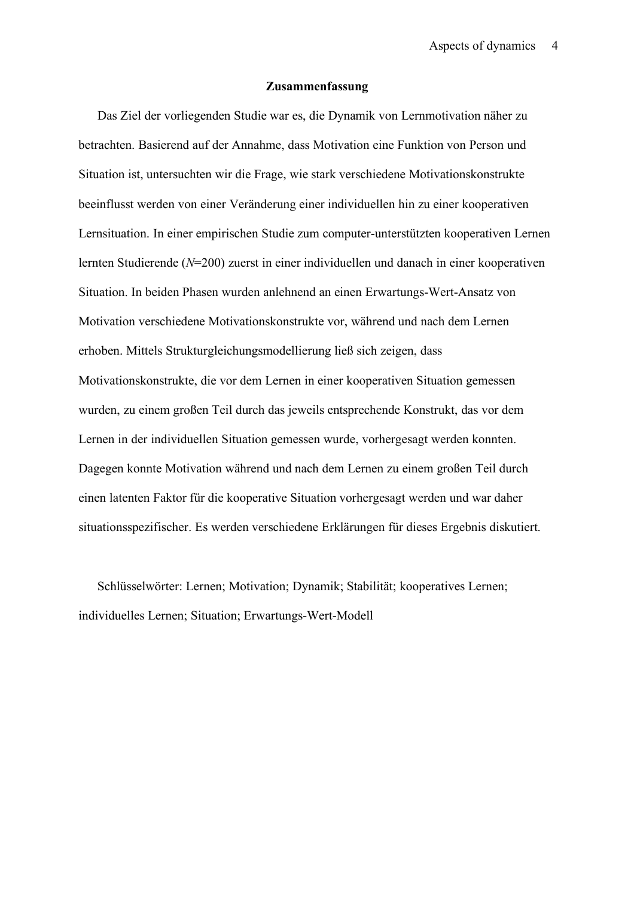## Zusammenfassung

Das Ziel der vorliegenden Studie war es, die Dynamik von Lernmotivation näher zu betrachten. Basierend auf der Annahme, dass Motivation eine Funktion von Person und Situation ist, untersuchten wir die Frage, wie stark verschiedene Motivationskonstrukte beeinflusst werden von einer Veränderung einer individuellen hin zu einer kooperativen Lernsituation. In einer empirischen Studie zum computer-unterstützten kooperativen Lernen lernten Studierende ($N$=200) zuerst in einer individuellen und danach in einer kooperativen Situation. In beiden Phasen wurden anlehnend an einen Erwartungs-Wert-Ansatz von Motivation verschiedene Motivationskonstrukte vor, während und nach dem Lernen erhoben. Mittels Strukturgleichungsmodellierung ließ sich zeigen, dass Motivationskonstrukte, die vor dem Lernen in einer kooperativen Situation gemessen wurden, zu einem großen Teil durch das jeweils entsprechende Konstrukt, das vor dem Lernen in der individuellen Situation gemessen wurde, vorhergesagt werden konnten. Dagegen konnte Motivation während und nach dem Lernen zu einem großen Teil durch einen latenten Faktor für die kooperative Situation vorhergesagt werden und war daher situationsspezifischer. Es werden verschiedene Erklärungen für dieses Ergebnis diskutiert.

Schlüsselwörter: Lernen; Motivation; Dynamik; Stabilität; kooperatives Lernen; individuelles Lernen; Situation; Erwartungs-Wert-Modell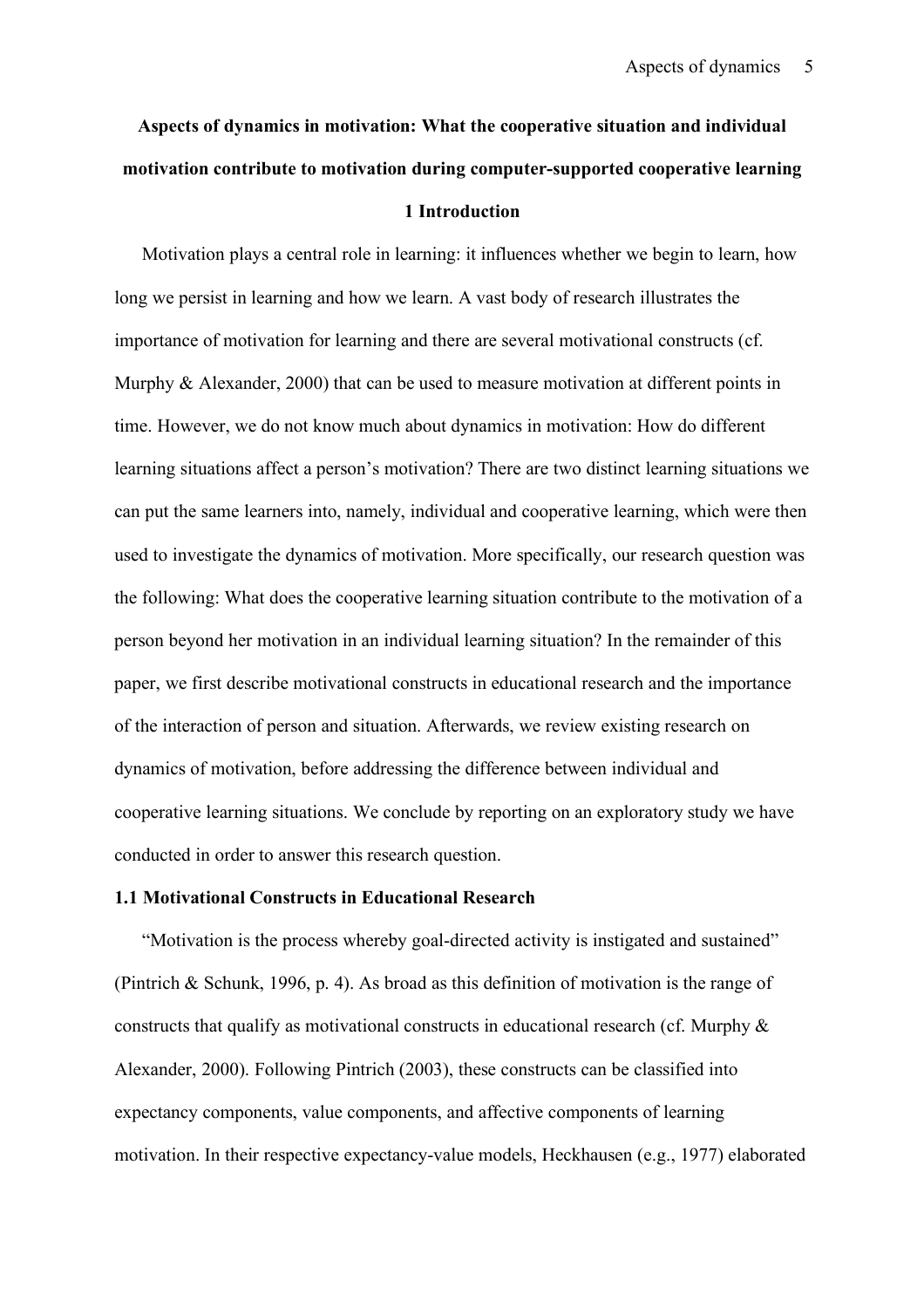# Aspects of dynamics in motivation: What the cooperative situation and individual motivation contribute to motivation during computer-supported cooperative learning

## 1 Introduction

Motivation plays a central role in learning: it influences whether we begin to learn, how long we persist in learning and how we learn. A vast body of research illustrates the importance of motivation for learning and there are several motivational constructs (cf. Murphy & Alexander, 2000) that can be used to measure motivation at different points in time. However, we do not know much about dynamics in motivation: How do different learning situations affect a person's motivation? There are two distinct learning situations we can put the same learners into, namely, individual and cooperative learning, which were then used to investigate the dynamics of motivation. More specifically, our research question was the following: What does the cooperative learning situation contribute to the motivation of a person beyond her motivation in an individual learning situation? In the remainder of this paper, we first describe motivational constructs in educational research and the importance of the interaction of person and situation. Afterwards, we review existing research on dynamics of motivation, before addressing the difference between individual and cooperative learning situations. We conclude by reporting on an exploratory study we have conducted in order to answer this research question.

### 1.1 Motivational Constructs in Educational Research

"Motivation is the process whereby goal-directed activity is instigated and sustained" (Pintrich & Schunk, 1996, p. 4). As broad as this definition of motivation is the range of constructs that qualify as motivational constructs in educational research (cf. Murphy & Alexander, 2000). Following Pintrich (2003), these constructs can be classified into expectancy components, value components, and affective components of learning motivation. In their respective expectancy-value models, Heckhausen (e.g., 1977) elaborated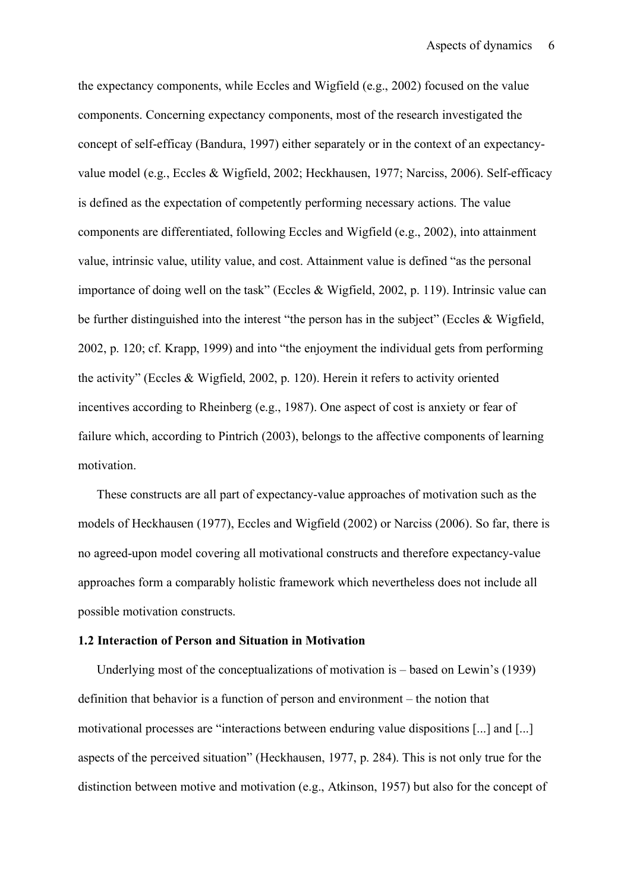the expectancy components, while Eccles and Wigfield (e.g., 2002) focused on the value components. Concerning expectancy components, most of the research investigated the concept of self-efficay (Bandura, 1997) either separately or in the context of an expectancy-value model (e.g., Eccles & Wigfield, 2002; Heckhausen, 1977; Narciss, 2006). Self-efficacy is defined as the expectation of competently performing necessary actions. The value components are differentiated, following Eccles and Wigfield (e.g., 2002), into attainment value, intrinsic value, utility value, and cost. Attainment value is defined "as the personal importance of doing well on the task" (Eccles & Wigfield, 2002, p. 119). Intrinsic value can be further distinguished into the interest "the person has in the subject" (Eccles & Wigfield, 2002, p. 120; cf. Krapp, 1999) and into "the enjoyment the individual gets from performing the activity" (Eccles & Wigfield, 2002, p. 120). Herein it refers to activity oriented incentives according to Rheinberg (e.g., 1987). One aspect of cost is anxiety or fear of failure which, according to Pintrich (2003), belongs to the affective components of learning motivation.

These constructs are all part of expectancy-value approaches of motivation such as the models of Heckhausen (1977), Eccles and Wigfield (2002) or Narciss (2006). So far, there is no agreed-upon model covering all motivational constructs and therefore expectancy-value approaches form a comparably holistic framework which nevertheless does not include all possible motivation constructs.

### 1.2 Interaction of Person and Situation in Motivation

Underlying most of the conceptualizations of motivation is – based on Lewin's (1939) definition that behavior is a function of person and environment – the notion that motivational processes are "interactions between enduring value dispositions [...] and [...] aspects of the perceived situation" (Heckhausen, 1977, p. 284). This is not only true for the distinction between motive and motivation (e.g., Atkinson, 1957) but also for the concept of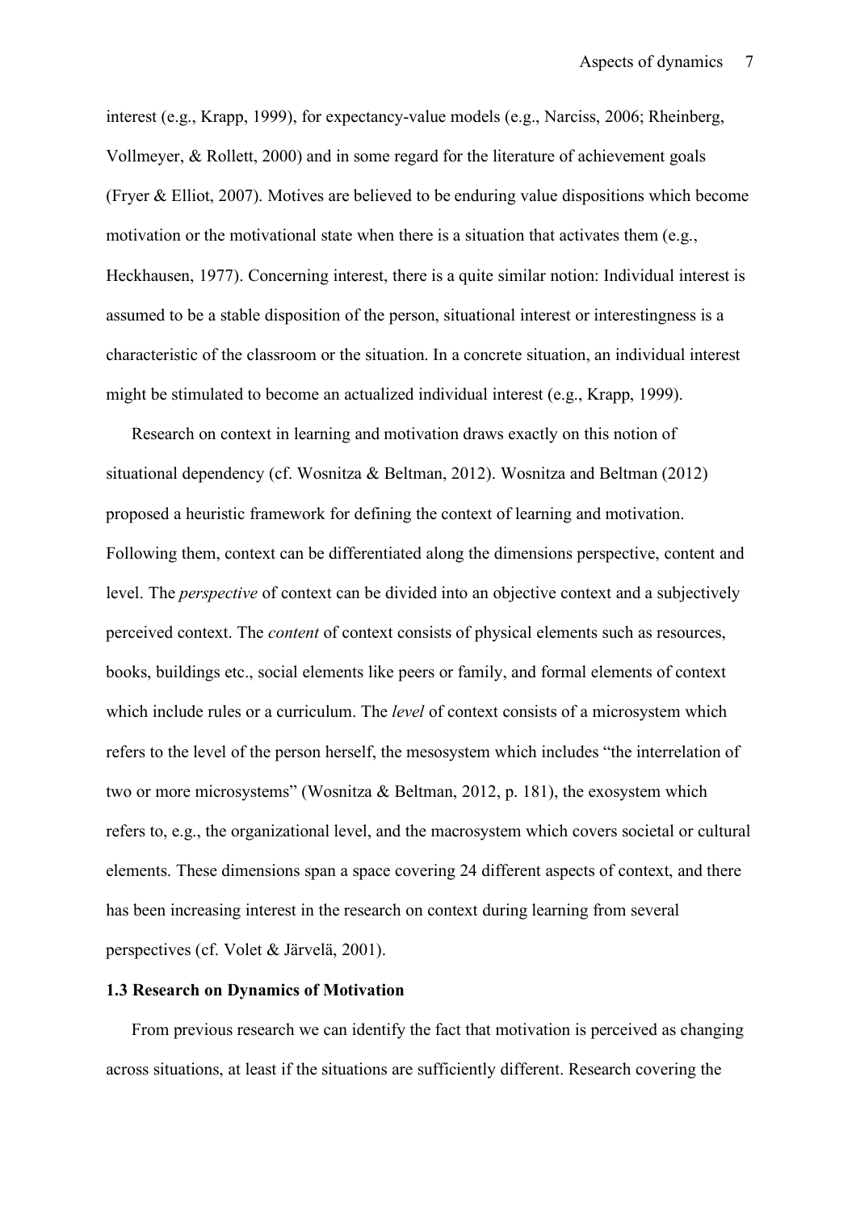interest (e.g., Krapp, 1999), for expectancy-value models (e.g., Narciss, 2006; Rheinberg, Vollmeyer, & Rollett, 2000) and in some regard for the literature of achievement goals (Fryer & Elliot, 2007). Motives are believed to be enduring value dispositions which become motivation or the motivational state when there is a situation that activates them (e.g., Heckhausen, 1977). Concerning interest, there is a quite similar notion: Individual interest is assumed to be a stable disposition of the person, situational interest or interestingness is a characteristic of the classroom or the situation. In a concrete situation, an individual interest might be stimulated to become an actualized individual interest (e.g., Krapp, 1999).

Research on context in learning and motivation draws exactly on this notion of situational dependency (cf. Wosnitza & Beltman, 2012). Wosnitza and Beltman (2012) proposed a heuristic framework for defining the context of learning and motivation. Following them, context can be differentiated along the dimensions perspective, content and level. The *perspective* of context can be divided into an objective context and a subjectively perceived context. The *content* of context consists of physical elements such as resources, books, buildings etc., social elements like peers or family, and formal elements of context which include rules or a curriculum. The *level* of context consists of a microsystem which refers to the level of the person herself, the mesosystem which includes "the interrelation of two or more microsystems" (Wosnitza & Beltman, 2012, p. 181), the exosystem which refers to, e.g., the organizational level, and the macrosystem which covers societal or cultural elements. These dimensions span a space covering 24 different aspects of context, and there has been increasing interest in the research on context during learning from several perspectives (cf. Volet & Järvelä, 2001).

### 1.3 Research on Dynamics of Motivation

From previous research we can identify the fact that motivation is perceived as changing across situations, at least if the situations are sufficiently different. Research covering the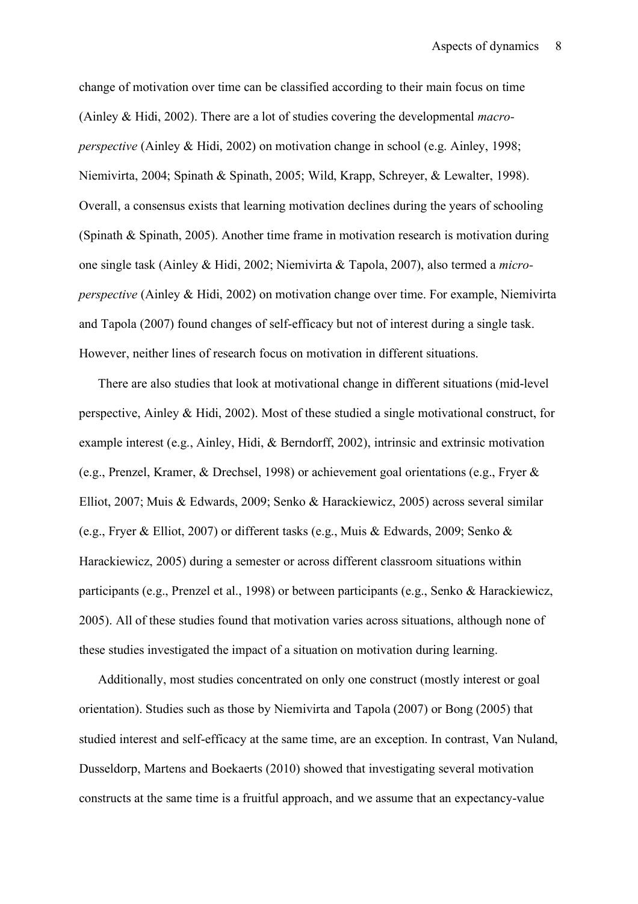change of motivation over time can be classified according to their main focus on time (Ainley & Hidi, 2002). There are a lot of studies covering the developmental *macro-perspective* (Ainley & Hidi, 2002) on motivation change in school (e.g. Ainley, 1998; Niemivirta, 2004; Spinath & Spinath, 2005; Wild, Krapp, Schreyer, & Lewalter, 1998). Overall, a consensus exists that learning motivation declines during the years of schooling (Spinath & Spinath, 2005). Another time frame in motivation research is motivation during one single task (Ainley & Hidi, 2002; Niemivirta & Tapola, 2007), also termed a *micro-perspective* (Ainley & Hidi, 2002) on motivation change over time. For example, Niemivirta and Tapola (2007) found changes of self-efficacy but not of interest during a single task. However, neither lines of research focus on motivation in different situations.

There are also studies that look at motivational change in different situations (mid-level perspective, Ainley & Hidi, 2002). Most of these studied a single motivational construct, for example interest (e.g., Ainley, Hidi, & Berndorff, 2002), intrinsic and extrinsic motivation (e.g., Prenzel, Kramer, & Drechsel, 1998) or achievement goal orientations (e.g., Fryer & Elliot, 2007; Muis & Edwards, 2009; Senko & Harackiewicz, 2005) across several similar (e.g., Fryer & Elliot, 2007) or different tasks (e.g., Muis & Edwards, 2009; Senko & Harackiewicz, 2005) during a semester or across different classroom situations within participants (e.g., Prenzel et al., 1998) or between participants (e.g., Senko & Harackiewicz, 2005). All of these studies found that motivation varies across situations, although none of these studies investigated the impact of a situation on motivation during learning.

Additionally, most studies concentrated on only one construct (mostly interest or goal orientation). Studies such as those by Niemivirta and Tapola (2007) or Bong (2005) that studied interest and self-efficacy at the same time, are an exception. In contrast, Van Nuland, Dusseldorp, Martens and Boekaerts (2010) showed that investigating several motivation constructs at the same time is a fruitful approach, and we assume that an expectancy-value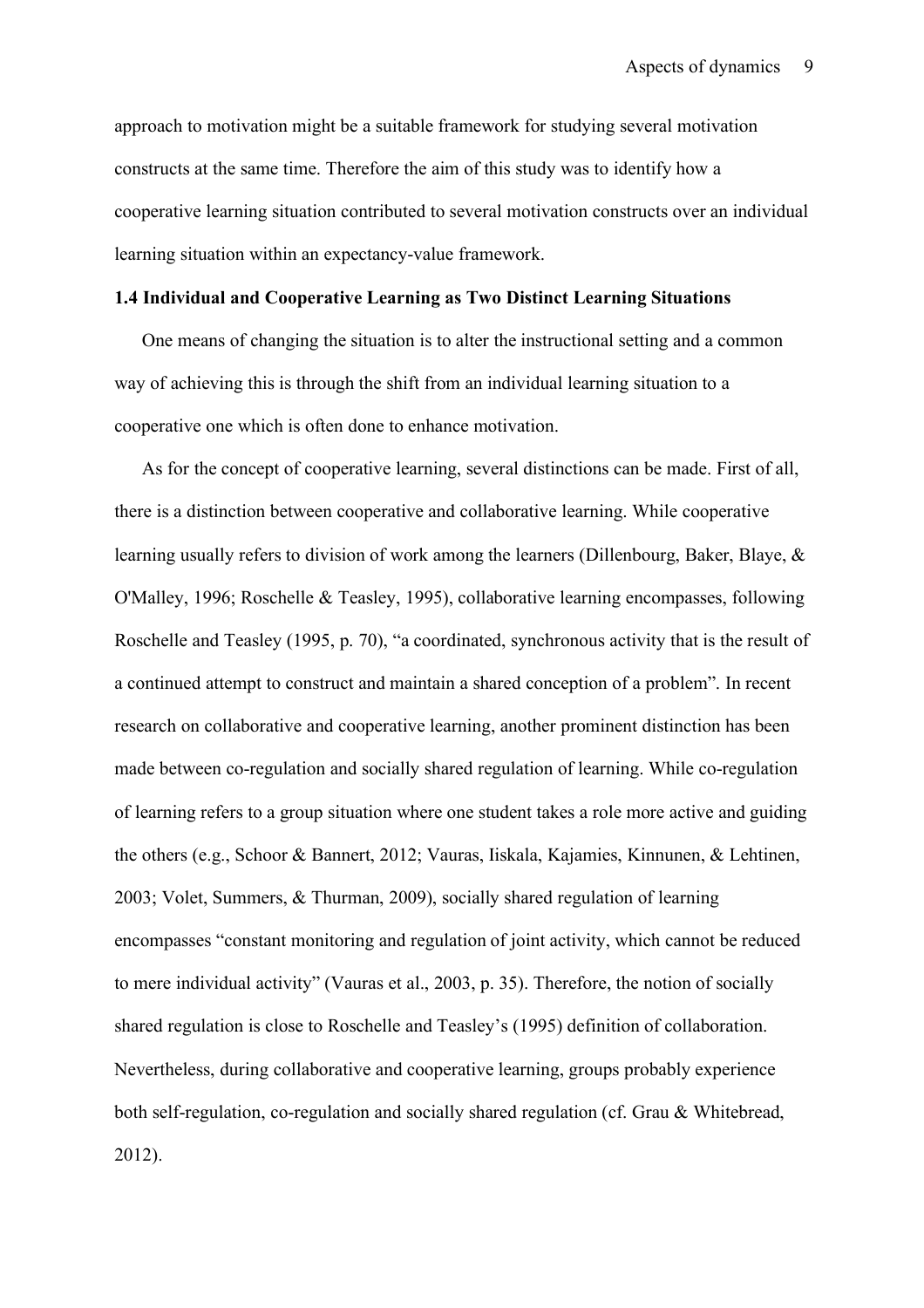approach to motivation might be a suitable framework for studying several motivation constructs at the same time. Therefore the aim of this study was to identify how a cooperative learning situation contributed to several motivation constructs over an individual learning situation within an expectancy-value framework.

### 1.4 Individual and Cooperative Learning as Two Distinct Learning Situations

One means of changing the situation is to alter the instructional setting and a common way of achieving this is through the shift from an individual learning situation to a cooperative one which is often done to enhance motivation.

As for the concept of cooperative learning, several distinctions can be made. First of all, there is a distinction between cooperative and collaborative learning. While cooperative learning usually refers to division of work among the learners (Dillenbourg, Baker, Blaye, & O'Malley, 1996; Roschelle & Teasley, 1995), collaborative learning encompasses, following Roschelle and Teasley (1995, p. 70), "a coordinated, synchronous activity that is the result of a continued attempt to construct and maintain a shared conception of a problem". In recent research on collaborative and cooperative learning, another prominent distinction has been made between co-regulation and socially shared regulation of learning. While co-regulation of learning refers to a group situation where one student takes a role more active and guiding the others (e.g., Schoor & Bannert, 2012; Vauras, Iiskala, Kajamies, Kinnunen, & Lehtinen, 2003; Volet, Summers, & Thurman, 2009), socially shared regulation of learning encompasses "constant monitoring and regulation of joint activity, which cannot be reduced to mere individual activity" (Vauras et al., 2003, p. 35). Therefore, the notion of socially shared regulation is close to Roschelle and Teasley's (1995) definition of collaboration. Nevertheless, during collaborative and cooperative learning, groups probably experience both self-regulation, co-regulation and socially shared regulation (cf. Grau & Whitebread, 2012).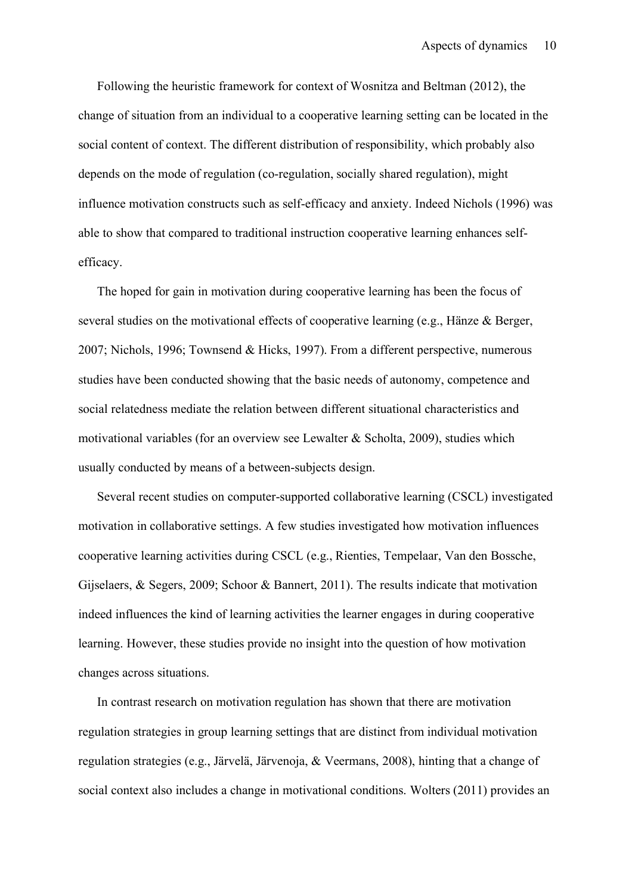Following the heuristic framework for context of Wosnitza and Beltman (2012), the change of situation from an individual to a cooperative learning setting can be located in the social content of context. The different distribution of responsibility, which probably also depends on the mode of regulation (co-regulation, socially shared regulation), might influence motivation constructs such as self-efficacy and anxiety. Indeed Nichols (1996) was able to show that compared to traditional instruction cooperative learning enhances self-efficacy.

The hoped for gain in motivation during cooperative learning has been the focus of several studies on the motivational effects of cooperative learning (e.g., Hänze & Berger, 2007; Nichols, 1996; Townsend & Hicks, 1997). From a different perspective, numerous studies have been conducted showing that the basic needs of autonomy, competence and social relatedness mediate the relation between different situational characteristics and motivational variables (for an overview see Lewalter & Scholta, 2009), studies which usually conducted by means of a between-subjects design.

Several recent studies on computer-supported collaborative learning (CSCL) investigated motivation in collaborative settings. A few studies investigated how motivation influences cooperative learning activities during CSCL (e.g., Rienties, Tempelaar, Van den Bossche, Gijselaers, & Segers, 2009; Schoor & Bannert, 2011). The results indicate that motivation indeed influences the kind of learning activities the learner engages in during cooperative learning. However, these studies provide no insight into the question of how motivation changes across situations.

In contrast research on motivation regulation has shown that there are motivation regulation strategies in group learning settings that are distinct from individual motivation regulation strategies (e.g., Järvelä, Järvenoja, & Veermans, 2008), hinting that a change of social context also includes a change in motivational conditions. Wolters (2011) provides an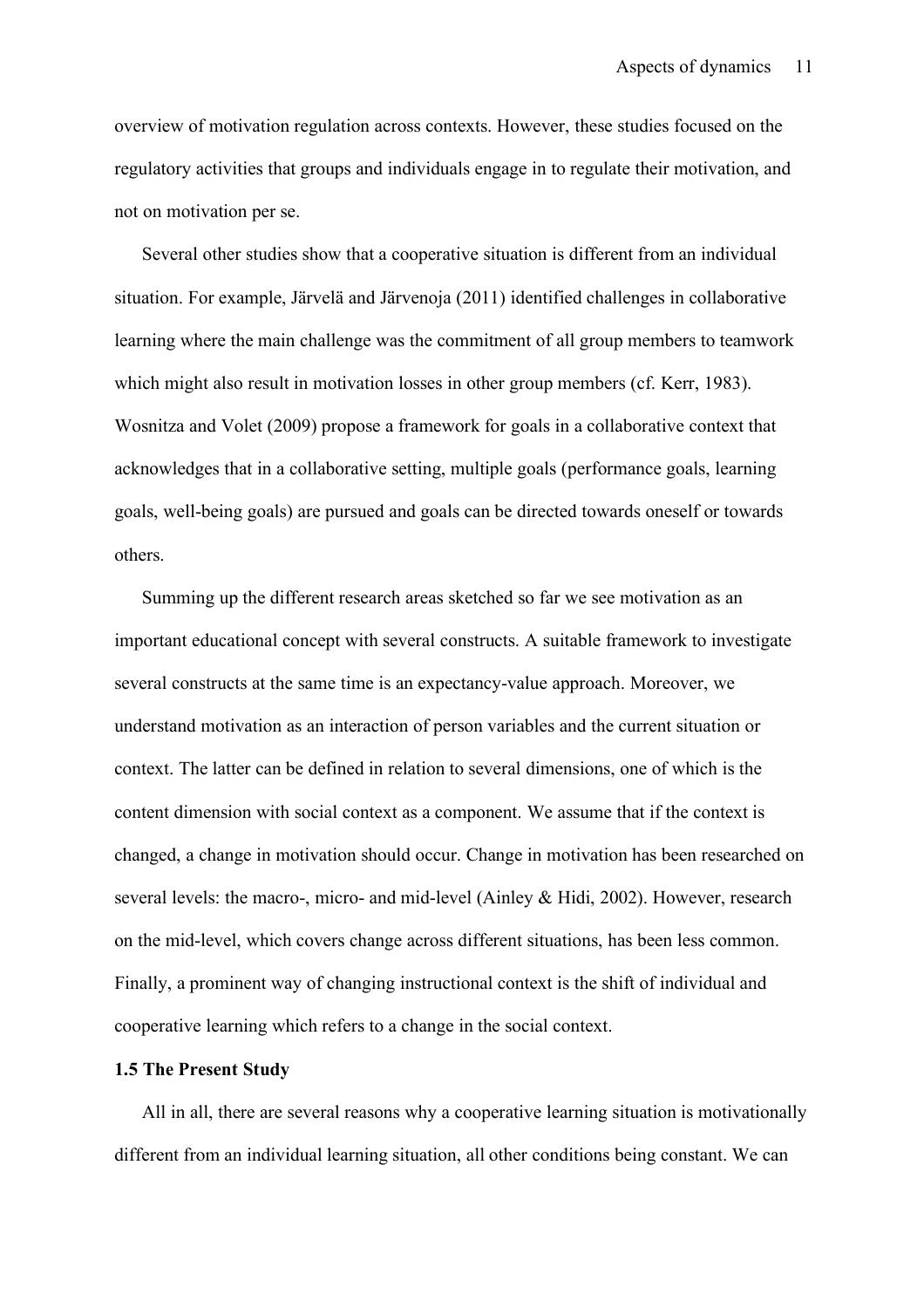overview of motivation regulation across contexts. However, these studies focused on the regulatory activities that groups and individuals engage in to regulate their motivation, and not on motivation per se.

Several other studies show that a cooperative situation is different from an individual situation. For example, Järvelä and Järvenoja (2011) identified challenges in collaborative learning where the main challenge was the commitment of all group members to teamwork which might also result in motivation losses in other group members (cf. Kerr, 1983). Wosnitza and Volet (2009) propose a framework for goals in a collaborative context that acknowledges that in a collaborative setting, multiple goals (performance goals, learning goals, well-being goals) are pursued and goals can be directed towards oneself or towards others.

Summing up the different research areas sketched so far we see motivation as an important educational concept with several constructs. A suitable framework to investigate several constructs at the same time is an expectancy-value approach. Moreover, we understand motivation as an interaction of person variables and the current situation or context. The latter can be defined in relation to several dimensions, one of which is the content dimension with social context as a component. We assume that if the context is changed, a change in motivation should occur. Change in motivation has been researched on several levels: the macro-, micro- and mid-level (Ainley & Hidi, 2002). However, research on the mid-level, which covers change across different situations, has been less common. Finally, a prominent way of changing instructional context is the shift of individual and cooperative learning which refers to a change in the social context.

### 1.5 The Present Study

All in all, there are several reasons why a cooperative learning situation is motivationally different from an individual learning situation, all other conditions being constant. We can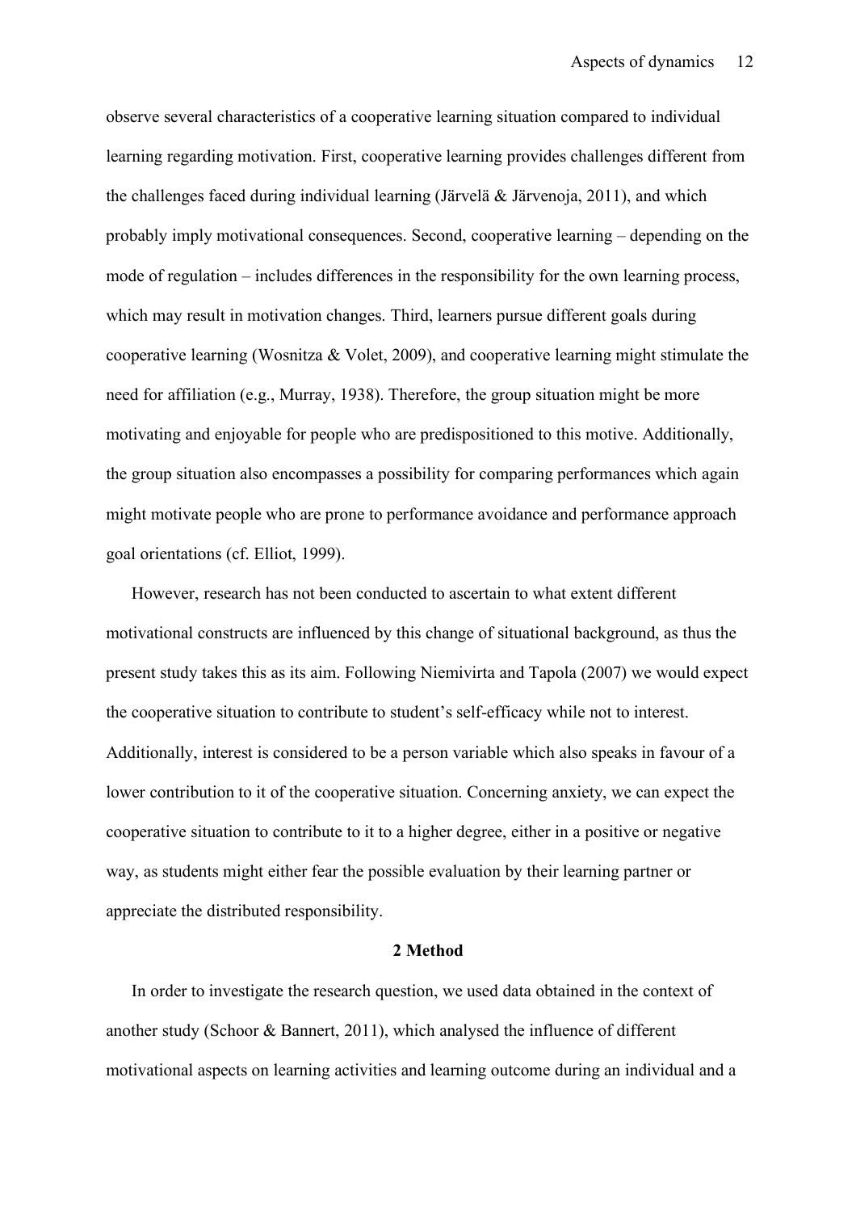observe several characteristics of a cooperative learning situation compared to individual learning regarding motivation. First, cooperative learning provides challenges different from the challenges faced during individual learning (Järvelä & Järvenoja, 2011), and which probably imply motivational consequences. Second, cooperative learning – depending on the mode of regulation – includes differences in the responsibility for the own learning process, which may result in motivation changes. Third, learners pursue different goals during cooperative learning (Wosnitza & Volet, 2009), and cooperative learning might stimulate the need for affiliation (e.g., Murray, 1938). Therefore, the group situation might be more motivating and enjoyable for people who are predispositioned to this motive. Additionally, the group situation also encompasses a possibility for comparing performances which again might motivate people who are prone to performance avoidance and performance approach goal orientations (cf. Elliot, 1999).

However, research has not been conducted to ascertain to what extent different motivational constructs are influenced by this change of situational background, as thus the present study takes this as its aim. Following Niemivirta and Tapola (2007) we would expect the cooperative situation to contribute to student's self-efficacy while not to interest. Additionally, interest is considered to be a person variable which also speaks in favour of a lower contribution to it of the cooperative situation. Concerning anxiety, we can expect the cooperative situation to contribute to it to a higher degree, either in a positive or negative way, as students might either fear the possible evaluation by their learning partner or appreciate the distributed responsibility.

## 2 Method

In order to investigate the research question, we used data obtained in the context of another study (Schoor & Bannert, 2011), which analysed the influence of different motivational aspects on learning activities and learning outcome during an individual and a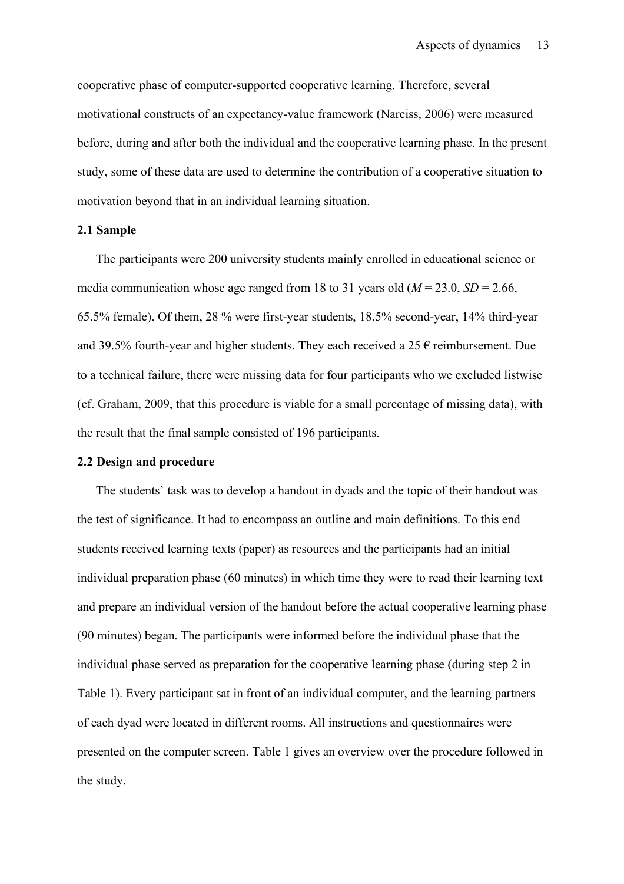cooperative phase of computer-supported cooperative learning. Therefore, several motivational constructs of an expectancy-value framework (Narciss, 2006) were measured before, during and after both the individual and the cooperative learning phase. In the present study, some of these data are used to determine the contribution of a cooperative situation to motivation beyond that in an individual learning situation.

### 2.1 Sample

The participants were 200 university students mainly enrolled in educational science or media communication whose age ranged from 18 to 31 years old ($M$ = 23.0, $SD$ = 2.66, 65.5% female). Of them, 28 % were first-year students, 18.5% second-year, 14% third-year and 39.5% fourth-year and higher students. They each received a 25 € reimbursement. Due to a technical failure, there were missing data for four participants who we excluded listwise (cf. Graham, 2009, that this procedure is viable for a small percentage of missing data), with the result that the final sample consisted of 196 participants.

### 2.2 Design and procedure

The students' task was to develop a handout in dyads and the topic of their handout was the test of significance. It had to encompass an outline and main definitions. To this end students received learning texts (paper) as resources and the participants had an initial individual preparation phase (60 minutes) in which time they were to read their learning text and prepare an individual version of the handout before the actual cooperative learning phase (90 minutes) began. The participants were informed before the individual phase that the individual phase served as preparation for the cooperative learning phase (during step 2 in Table 1). Every participant sat in front of an individual computer, and the learning partners of each dyad were located in different rooms. All instructions and questionnaires were presented on the computer screen. Table 1 gives an overview over the procedure followed in the study.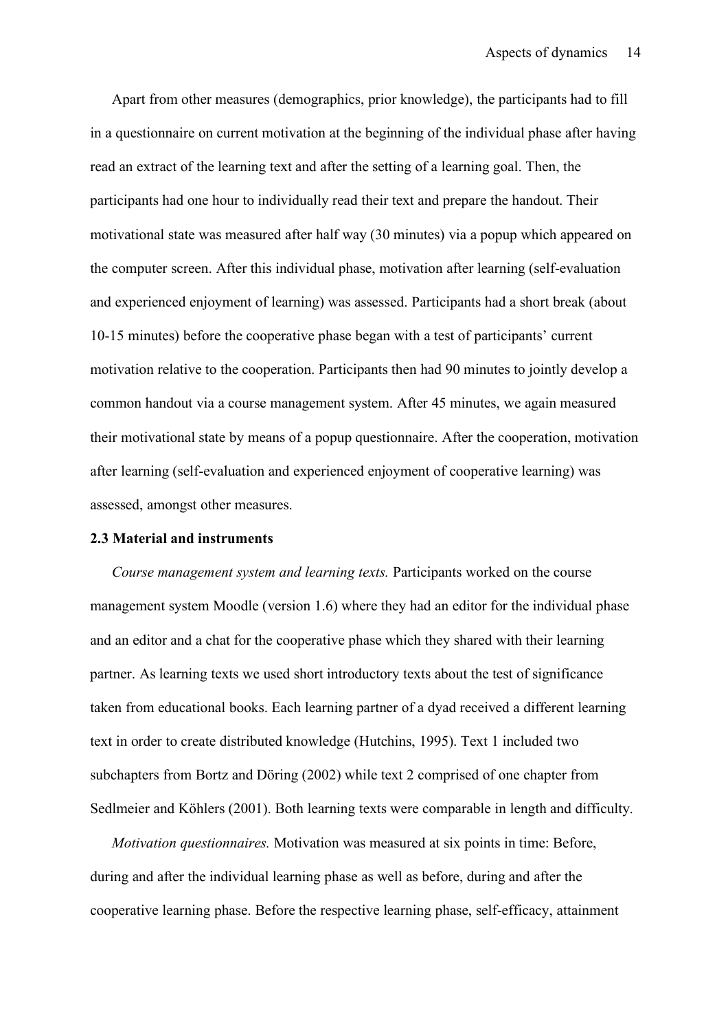Apart from other measures (demographics, prior knowledge), the participants had to fill in a questionnaire on current motivation at the beginning of the individual phase after having read an extract of the learning text and after the setting of a learning goal. Then, the participants had one hour to individually read their text and prepare the handout. Their motivational state was measured after half way (30 minutes) via a popup which appeared on the computer screen. After this individual phase, motivation after learning (self-evaluation and experienced enjoyment of learning) was assessed. Participants had a short break (about 10-15 minutes) before the cooperative phase began with a test of participants' current motivation relative to the cooperation. Participants then had 90 minutes to jointly develop a common handout via a course management system. After 45 minutes, we again measured their motivational state by means of a popup questionnaire. After the cooperation, motivation after learning (self-evaluation and experienced enjoyment of cooperative learning) was assessed, amongst other measures.

### 2.3 Material and instruments

*Course management system and learning texts.* Participants worked on the course management system Moodle (version 1.6) where they had an editor for the individual phase and an editor and a chat for the cooperative phase which they shared with their learning partner. As learning texts we used short introductory texts about the test of significance taken from educational books. Each learning partner of a dyad received a different learning text in order to create distributed knowledge (Hutchins, 1995). Text 1 included two subchapters from Bortz and Döring (2002) while text 2 comprised of one chapter from Sedlmeier and Köhlers (2001). Both learning texts were comparable in length and difficulty.

*Motivation questionnaires.* Motivation was measured at six points in time: Before, during and after the individual learning phase as well as before, during and after the cooperative learning phase. Before the respective learning phase, self-efficacy, attainment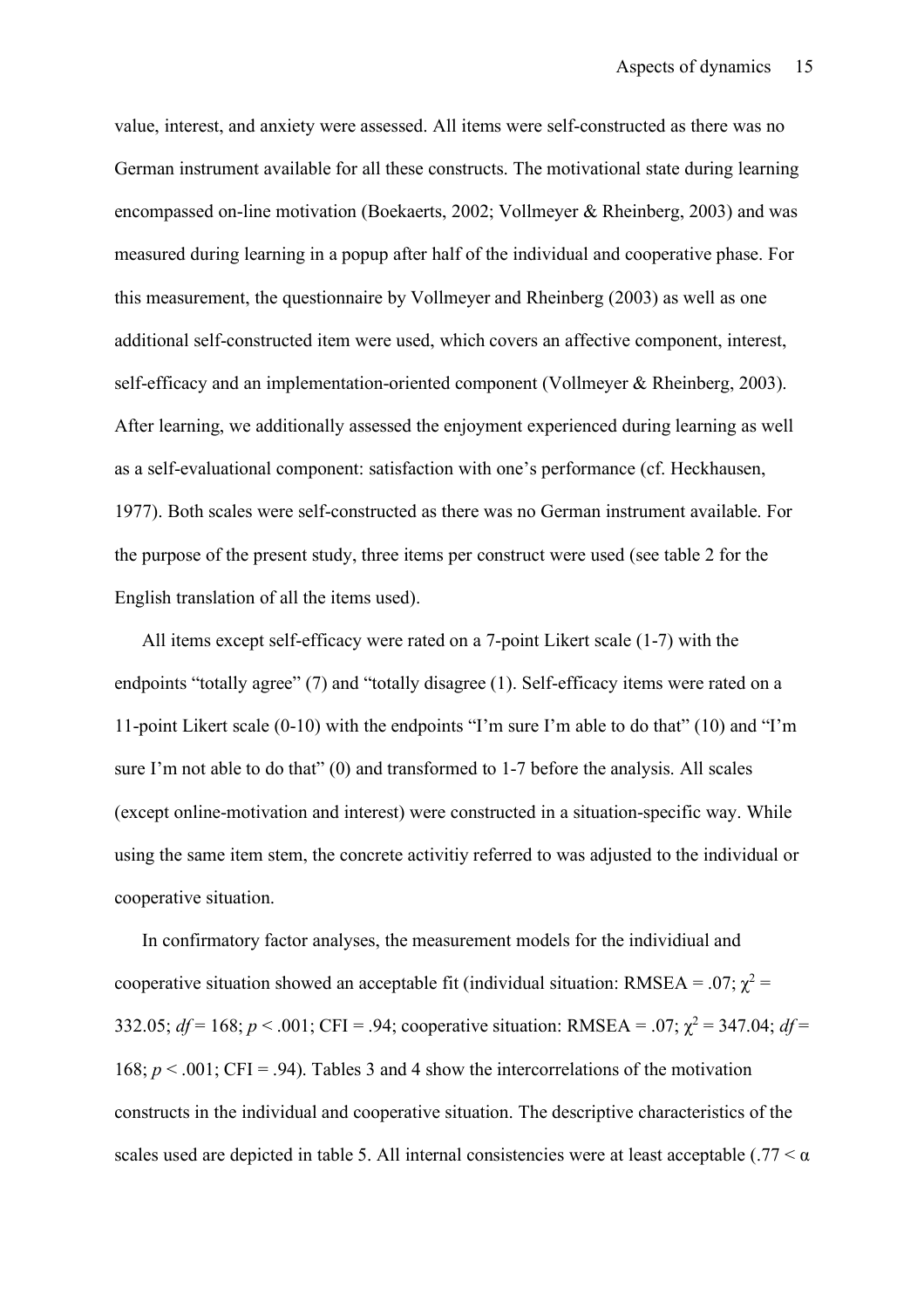value, interest, and anxiety were assessed. All items were self-constructed as there was no German instrument available for all these constructs. The motivational state during learning encompassed on-line motivation (Boekaerts, 2002; Vollmeyer & Rheinberg, 2003) and was measured during learning in a popup after half of the individual and cooperative phase. For this measurement, the questionnaire by Vollmeyer and Rheinberg (2003) as well as one additional self-constructed item were used, which covers an affective component, interest, self-efficacy and an implementation-oriented component (Vollmeyer & Rheinberg, 2003). After learning, we additionally assessed the enjoyment experienced during learning as well as a self-evaluational component: satisfaction with one's performance (cf. Heckhausen, 1977). Both scales were self-constructed as there was no German instrument available. For the purpose of the present study, three items per construct were used (see table 2 for the English translation of all the items used).

All items except self-efficacy were rated on a 7-point Likert scale (1-7) with the endpoints "totally agree" (7) and "totally disagree (1). Self-efficacy items were rated on a 11-point Likert scale (0-10) with the endpoints "I'm sure I'm able to do that" (10) and "I'm sure I'm not able to do that" (0) and transformed to 1-7 before the analysis. All scales (except online-motivation and interest) were constructed in a situation-specific way. While using the same item stem, the concrete activitiy referred to was adjusted to the individual or cooperative situation.

In confirmatory factor analyses, the measurement models for the individiual and cooperative situation showed an acceptable fit (individual situation: RMSEA = .07; $\chi^2$ = 332.05; $df$ = 168; $p$ < .001; CFI = .94; cooperative situation: RMSEA = .07; $\chi^2$ = 347.04; $df$ = 168; $p$ < .001; CFI = .94). Tables 3 and 4 show the intercorrelations of the motivation constructs in the individual and cooperative situation. The descriptive characteristics of the scales used are depicted in table 5. All internal consistencies were at least acceptable (.77 < $\alpha$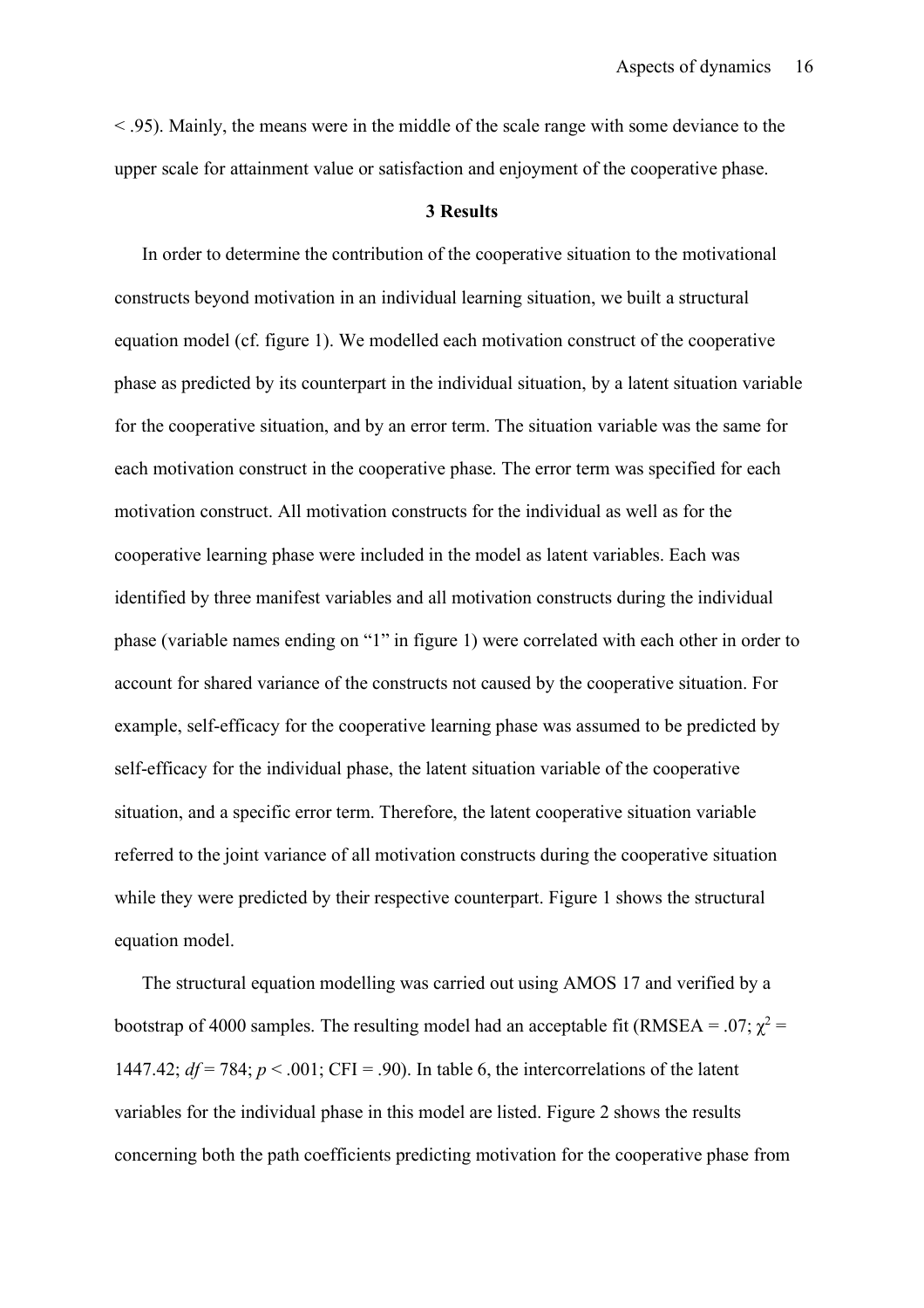< .95). Mainly, the means were in the middle of the scale range with some deviance to the upper scale for attainment value or satisfaction and enjoyment of the cooperative phase.

## 3 Results

In order to determine the contribution of the cooperative situation to the motivational constructs beyond motivation in an individual learning situation, we built a structural equation model (cf. figure 1). We modelled each motivation construct of the cooperative phase as predicted by its counterpart in the individual situation, by a latent situation variable for the cooperative situation, and by an error term. The situation variable was the same for each motivation construct in the cooperative phase. The error term was specified for each motivation construct. All motivation constructs for the individual as well as for the cooperative learning phase were included in the model as latent variables. Each was identified by three manifest variables and all motivation constructs during the individual phase (variable names ending on “1” in figure 1) were correlated with each other in order to account for shared variance of the constructs not caused by the cooperative situation. For example, self-efficacy for the cooperative learning phase was assumed to be predicted by self-efficacy for the individual phase, the latent situation variable of the cooperative situation, and a specific error term. Therefore, the latent cooperative situation variable referred to the joint variance of all motivation constructs during the cooperative situation while they were predicted by their respective counterpart. Figure 1 shows the structural equation model.

The structural equation modelling was carried out using AMOS 17 and verified by a bootstrap of 4000 samples. The resulting model had an acceptable fit (RMSEA = .07; $\chi^2$ = 1447.42; *df* = 784; *p* < .001; CFI = .90). In table 6, the intercorrelations of the latent variables for the individual phase in this model are listed. Figure 2 shows the results concerning both the path coefficients predicting motivation for the cooperative phase from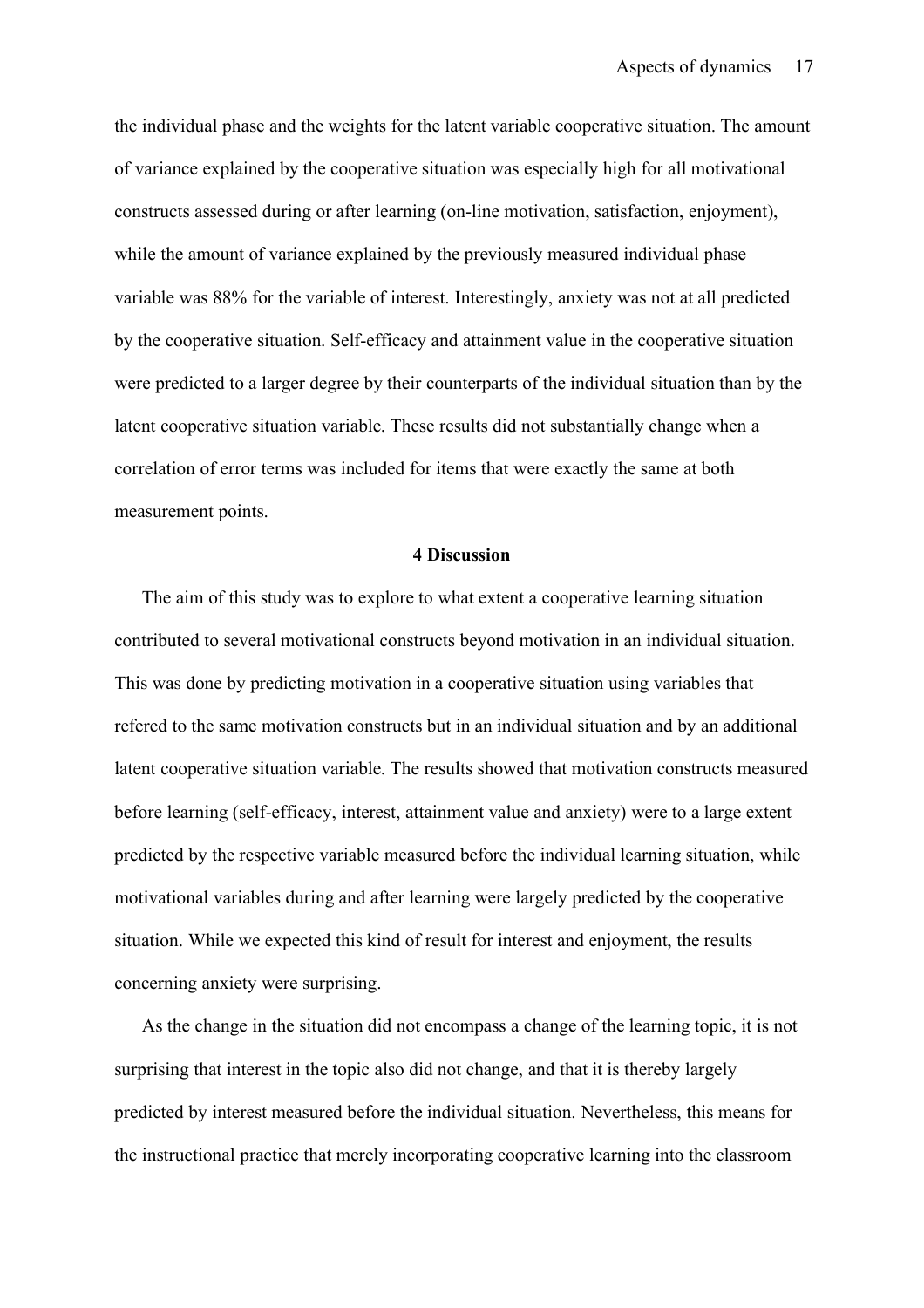the individual phase and the weights for the latent variable cooperative situation. The amount of variance explained by the cooperative situation was especially high for all motivational constructs assessed during or after learning (on-line motivation, satisfaction, enjoyment), while the amount of variance explained by the previously measured individual phase variable was 88% for the variable of interest. Interestingly, anxiety was not at all predicted by the cooperative situation. Self-efficacy and attainment value in the cooperative situation were predicted to a larger degree by their counterparts of the individual situation than by the latent cooperative situation variable. These results did not substantially change when a correlation of error terms was included for items that were exactly the same at both measurement points.

## 4 Discussion

The aim of this study was to explore to what extent a cooperative learning situation contributed to several motivational constructs beyond motivation in an individual situation. This was done by predicting motivation in a cooperative situation using variables that refered to the same motivation constructs but in an individual situation and by an additional latent cooperative situation variable. The results showed that motivation constructs measured before learning (self-efficacy, interest, attainment value and anxiety) were to a large extent predicted by the respective variable measured before the individual learning situation, while motivational variables during and after learning were largely predicted by the cooperative situation. While we expected this kind of result for interest and enjoyment, the results concerning anxiety were surprising.

As the change in the situation did not encompass a change of the learning topic, it is not surprising that interest in the topic also did not change, and that it is thereby largely predicted by interest measured before the individual situation. Nevertheless, this means for the instructional practice that merely incorporating cooperative learning into the classroom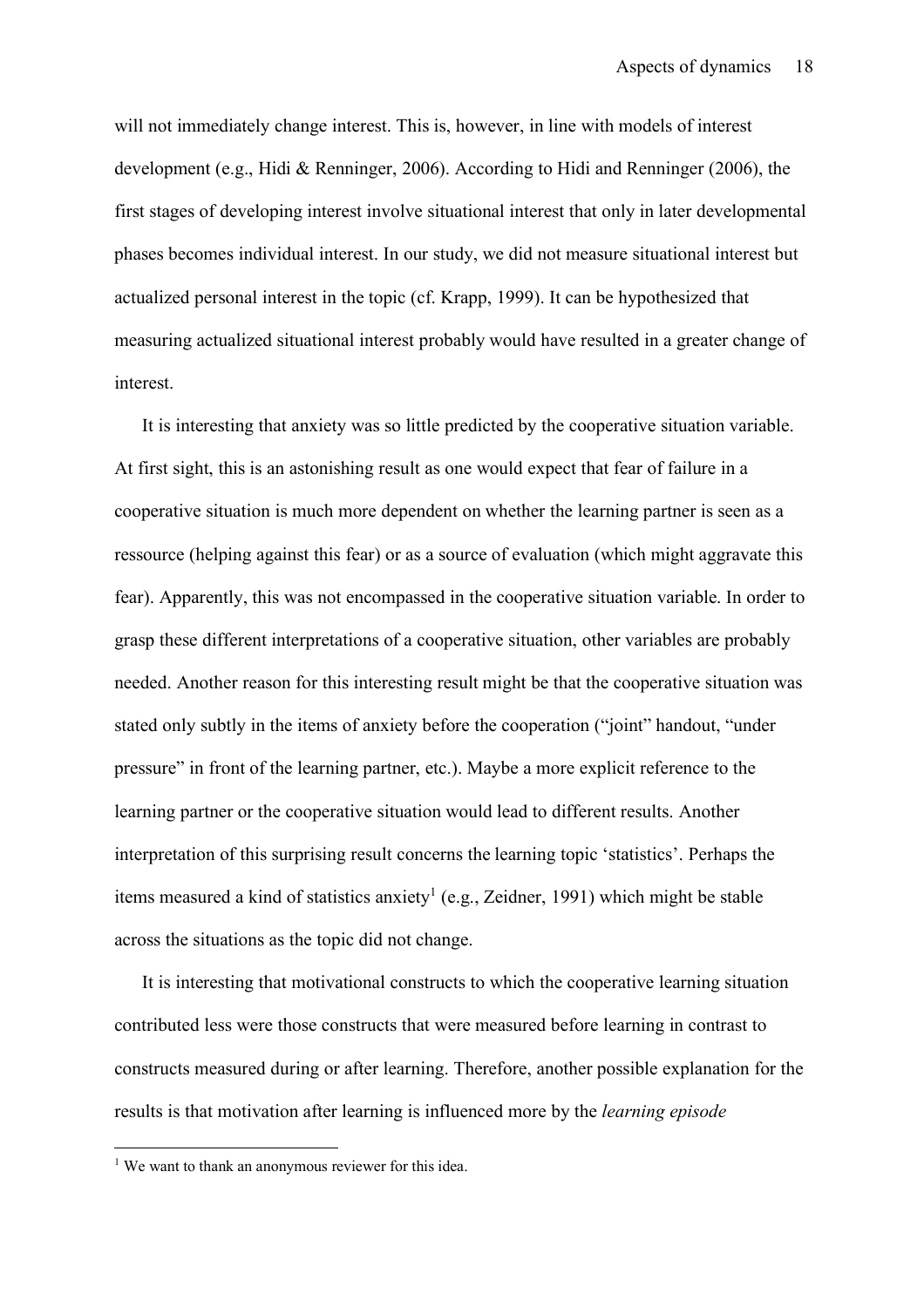will not immediately change interest. This is, however, in line with models of interest development (e.g., Hidi & Renninger, 2006). According to Hidi and Renninger (2006), the first stages of developing interest involve situational interest that only in later developmental phases becomes individual interest. In our study, we did not measure situational interest but actualized personal interest in the topic (cf. Krapp, 1999). It can be hypothesized that measuring actualized situational interest probably would have resulted in a greater change of interest.

It is interesting that anxiety was so little predicted by the cooperative situation variable. At first sight, this is an astonishing result as one would expect that fear of failure in a cooperative situation is much more dependent on whether the learning partner is seen as a ressource (helping against this fear) or as a source of evaluation (which might aggravate this fear). Apparently, this was not encompassed in the cooperative situation variable. In order to grasp these different interpretations of a cooperative situation, other variables are probably needed. Another reason for this interesting result might be that the cooperative situation was stated only subtly in the items of anxiety before the cooperation ("joint" handout, "under pressure" in front of the learning partner, etc.). Maybe a more explicit reference to the learning partner or the cooperative situation would lead to different results. Another interpretation of this surprising result concerns the learning topic 'statistics'. Perhaps the items measured a kind of statistics anxiety[1] (e.g., Zeidner, 1991) which might be stable across the situations as the topic did not change.

It is interesting that motivational constructs to which the cooperative learning situation contributed less were those constructs that were measured before learning in contrast to constructs measured during or after learning. Therefore, another possible explanation for the results is that motivation after learning is influenced more by the *learning episode*

[1] We want to thank an anonymous reviewer for this idea.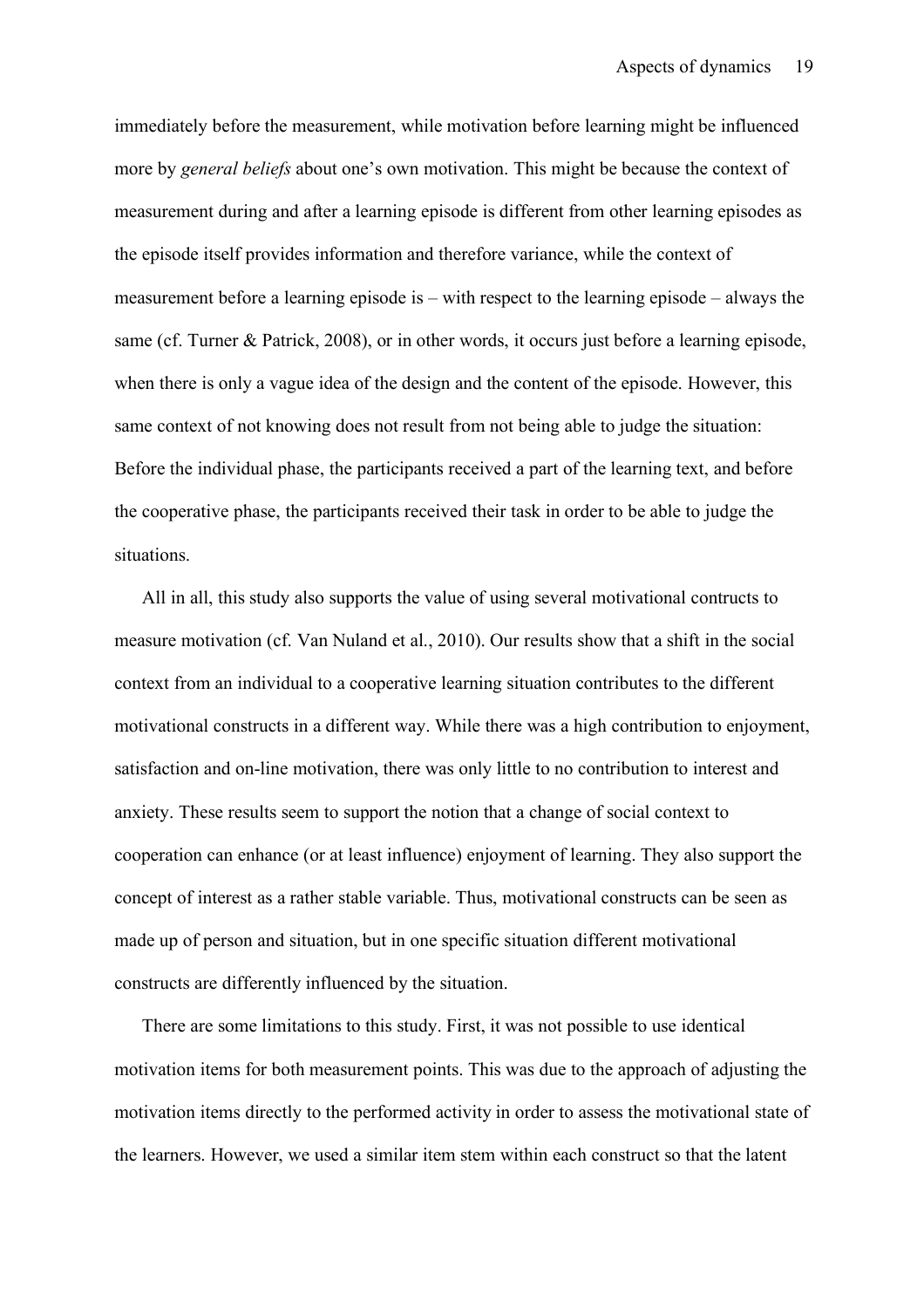immediately before the measurement, while motivation before learning might be influenced more by *general beliefs* about one's own motivation. This might be because the context of measurement during and after a learning episode is different from other learning episodes as the episode itself provides information and therefore variance, while the context of measurement before a learning episode is – with respect to the learning episode – always the same (cf. Turner & Patrick, 2008), or in other words, it occurs just before a learning episode, when there is only a vague idea of the design and the content of the episode. However, this same context of not knowing does not result from not being able to judge the situation: Before the individual phase, the participants received a part of the learning text, and before the cooperative phase, the participants received their task in order to be able to judge the situations.

All in all, this study also supports the value of using several motivational contructs to measure motivation (cf. Van Nuland et al., 2010). Our results show that a shift in the social context from an individual to a cooperative learning situation contributes to the different motivational constructs in a different way. While there was a high contribution to enjoyment, satisfaction and on-line motivation, there was only little to no contribution to interest and anxiety. These results seem to support the notion that a change of social context to cooperation can enhance (or at least influence) enjoyment of learning. They also support the concept of interest as a rather stable variable. Thus, motivational constructs can be seen as made up of person and situation, but in one specific situation different motivational constructs are differently influenced by the situation.

There are some limitations to this study. First, it was not possible to use identical motivation items for both measurement points. This was due to the approach of adjusting the motivation items directly to the performed activity in order to assess the motivational state of the learners. However, we used a similar item stem within each construct so that the latent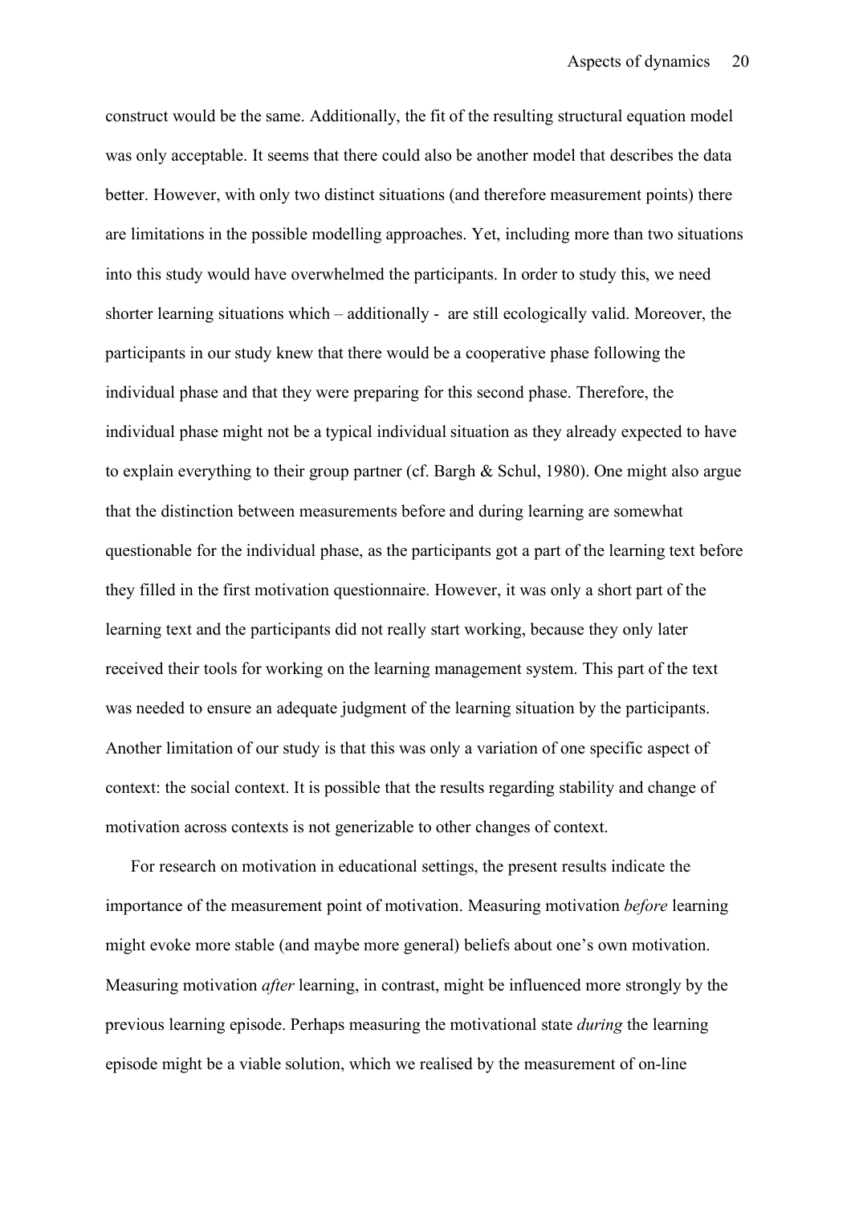construct would be the same. Additionally, the fit of the resulting structural equation model was only acceptable. It seems that there could also be another model that describes the data better. However, with only two distinct situations (and therefore measurement points) there are limitations in the possible modelling approaches. Yet, including more than two situations into this study would have overwhelmed the participants. In order to study this, we need shorter learning situations which – additionally - are still ecologically valid. Moreover, the participants in our study knew that there would be a cooperative phase following the individual phase and that they were preparing for this second phase. Therefore, the individual phase might not be a typical individual situation as they already expected to have to explain everything to their group partner (cf. Bargh & Schul, 1980). One might also argue that the distinction between measurements before and during learning are somewhat questionable for the individual phase, as the participants got a part of the learning text before they filled in the first motivation questionnaire. However, it was only a short part of the learning text and the participants did not really start working, because they only later received their tools for working on the learning management system. This part of the text was needed to ensure an adequate judgment of the learning situation by the participants. Another limitation of our study is that this was only a variation of one specific aspect of context: the social context. It is possible that the results regarding stability and change of motivation across contexts is not generizable to other changes of context.

For research on motivation in educational settings, the present results indicate the importance of the measurement point of motivation. Measuring motivation *before* learning might evoke more stable (and maybe more general) beliefs about one's own motivation. Measuring motivation *after* learning, in contrast, might be influenced more strongly by the previous learning episode. Perhaps measuring the motivational state *during* the learning episode might be a viable solution, which we realised by the measurement of on-line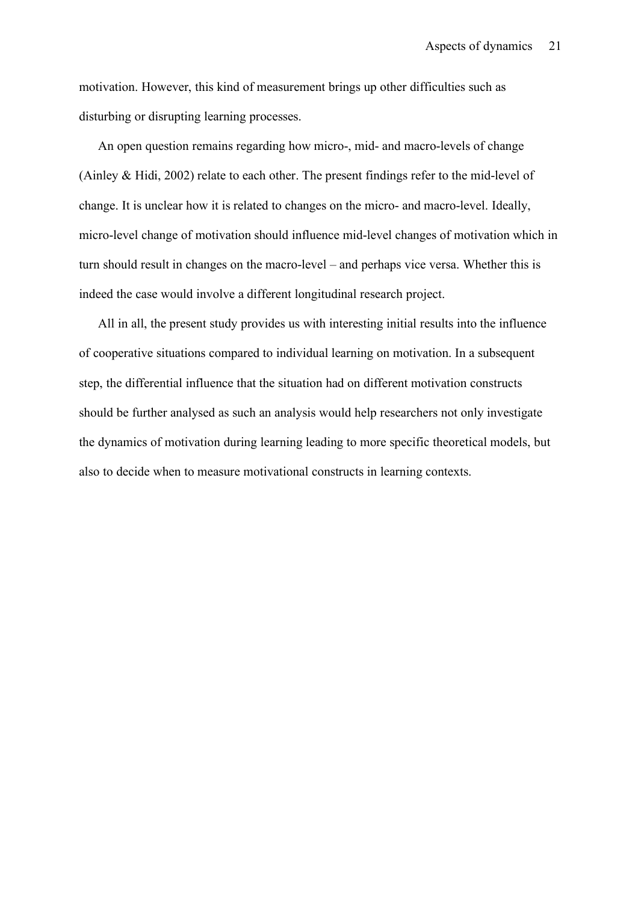motivation. However, this kind of measurement brings up other difficulties such as disturbing or disrupting learning processes.

An open question remains regarding how micro-, mid- and macro-levels of change (Ainley & Hidi, 2002) relate to each other. The present findings refer to the mid-level of change. It is unclear how it is related to changes on the micro- and macro-level. Ideally, micro-level change of motivation should influence mid-level changes of motivation which in turn should result in changes on the macro-level – and perhaps vice versa. Whether this is indeed the case would involve a different longitudinal research project.

All in all, the present study provides us with interesting initial results into the influence of cooperative situations compared to individual learning on motivation. In a subsequent step, the differential influence that the situation had on different motivation constructs should be further analysed as such an analysis would help researchers not only investigate the dynamics of motivation during learning leading to more specific theoretical models, but also to decide when to measure motivational constructs in learning contexts.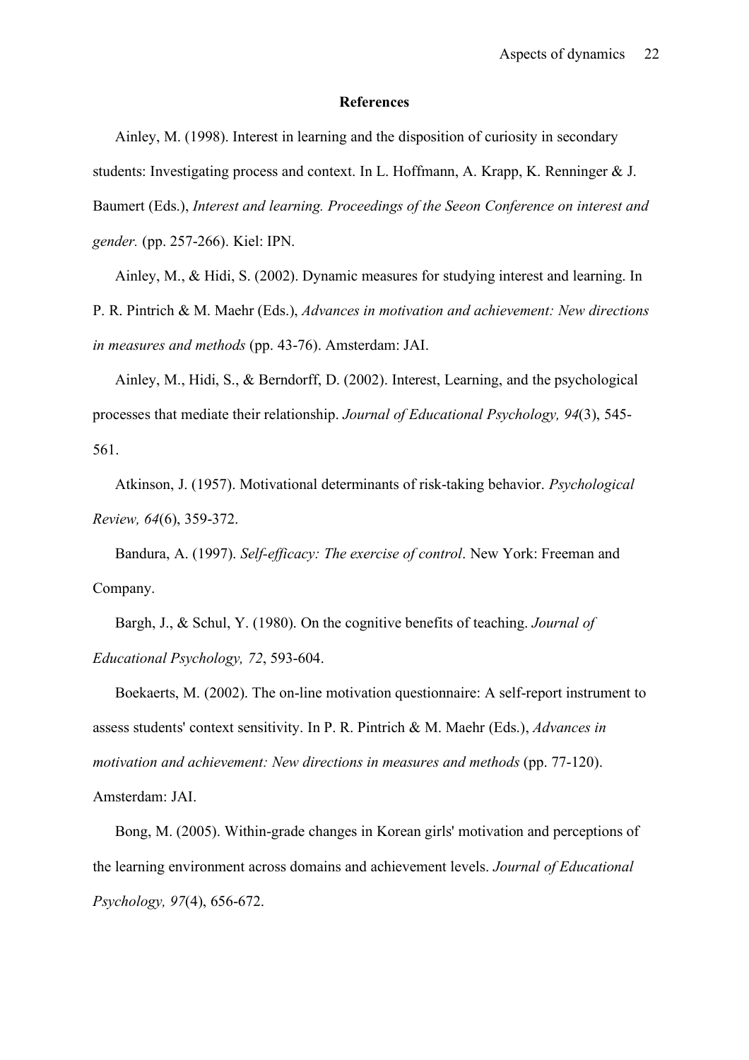**References**

Ainley, M. (1998). Interest in learning and the disposition of curiosity in secondary students: Investigating process and context. In L. Hoffmann, A. Krapp, K. Renninger & J. Baumert (Eds.), *Interest and learning. Proceedings of the Seeon Conference on interest and gender.* (pp. 257-266). Kiel: IPN.

Ainley, M., & Hidi, S. (2002). Dynamic measures for studying interest and learning. In P. R. Pintrich & M. Maehr (Eds.), *Advances in motivation and achievement: New directions in measures and methods* (pp. 43-76). Amsterdam: JAI.

Ainley, M., Hidi, S., & Berndorff, D. (2002). Interest, Learning, and the psychological processes that mediate their relationship. *Journal of Educational Psychology, 94*(3), 545-561.

Atkinson, J. (1957). Motivational determinants of risk-taking behavior. *Psychological Review, 64*(6), 359-372.

Bandura, A. (1997). *Self-efficacy: The exercise of control*. New York: Freeman and Company.

Bargh, J., & Schul, Y. (1980). On the cognitive benefits of teaching. *Journal of Educational Psychology, 72*, 593-604.

Boekaerts, M. (2002). The on-line motivation questionnaire: A self-report instrument to assess students' context sensitivity. In P. R. Pintrich & M. Maehr (Eds.), *Advances in motivation and achievement: New directions in measures and methods* (pp. 77-120). Amsterdam: JAI.

Bong, M. (2005). Within-grade changes in Korean girls' motivation and perceptions of the learning environment across domains and achievement levels. *Journal of Educational Psychology, 97*(4), 656-672.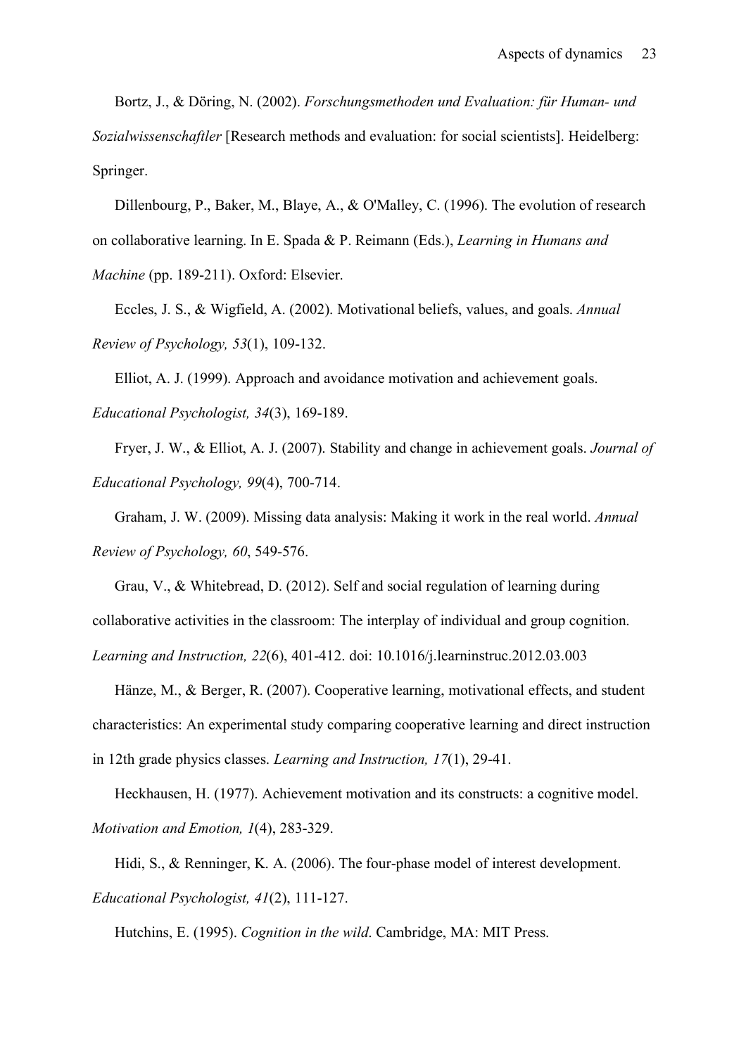Bortz, J., & Döring, N. (2002). *Forschungsmethoden und Evaluation: für Human- und Sozialwissenschaftler* [Research methods and evaluation: for social scientists]. Heidelberg: Springer.

Dillenbourg, P., Baker, M., Blaye, A., & O'Malley, C. (1996). The evolution of research on collaborative learning. In E. Spada & P. Reimann (Eds.), *Learning in Humans and Machine* (pp. 189-211). Oxford: Elsevier.

Eccles, J. S., & Wigfield, A. (2002). Motivational beliefs, values, and goals. *Annual Review of Psychology, 53*(1), 109-132.

Elliot, A. J. (1999). Approach and avoidance motivation and achievement goals. *Educational Psychologist, 34*(3), 169-189.

Fryer, J. W., & Elliot, A. J. (2007). Stability and change in achievement goals. *Journal of Educational Psychology, 99*(4), 700-714.

Graham, J. W. (2009). Missing data analysis: Making it work in the real world. *Annual Review of Psychology, 60*, 549-576.

Grau, V., & Whitebread, D. (2012). Self and social regulation of learning during collaborative activities in the classroom: The interplay of individual and group cognition. *Learning and Instruction, 22*(6), 401-412. doi: 10.1016/j.learninstruc.2012.03.003

Hänze, M., & Berger, R. (2007). Cooperative learning, motivational effects, and student characteristics: An experimental study comparing cooperative learning and direct instruction in 12th grade physics classes. *Learning and Instruction, 17*(1), 29-41.

Heckhausen, H. (1977). Achievement motivation and its constructs: a cognitive model. *Motivation and Emotion, 1*(4), 283-329.

Hidi, S., & Renninger, K. A. (2006). The four-phase model of interest development. *Educational Psychologist, 41*(2), 111-127.

Hutchins, E. (1995). *Cognition in the wild*. Cambridge, MA: MIT Press.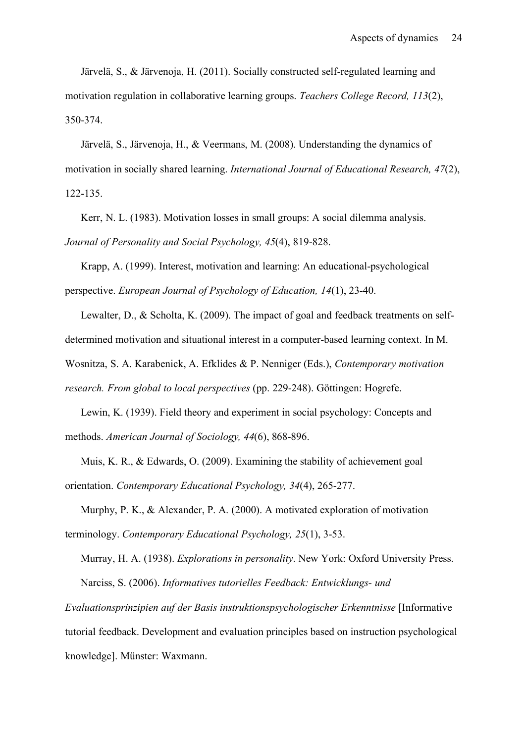Järvelä, S., & Järvenoja, H. (2011). Socially constructed self-regulated learning and motivation regulation in collaborative learning groups. *Teachers College Record, 113*(2), 350-374.

Järvelä, S., Järvenoja, H., & Veermans, M. (2008). Understanding the dynamics of motivation in socially shared learning. *International Journal of Educational Research, 47*(2), 122-135.

Kerr, N. L. (1983). Motivation losses in small groups: A social dilemma analysis. *Journal of Personality and Social Psychology, 45*(4), 819-828.

Krapp, A. (1999). Interest, motivation and learning: An educational-psychological perspective. *European Journal of Psychology of Education, 14*(1), 23-40.

Lewalter, D., & Scholta, K. (2009). The impact of goal and feedback treatments on self-determined motivation and situational interest in a computer-based learning context. In M. Wosnitza, S. A. Karabenick, A. Efklides & P. Nenniger (Eds.), *Contemporary motivation research. From global to local perspectives* (pp. 229-248). Göttingen: Hogrefe.

Lewin, K. (1939). Field theory and experiment in social psychology: Concepts and methods. *American Journal of Sociology, 44*(6), 868-896.

Muis, K. R., & Edwards, O. (2009). Examining the stability of achievement goal orientation. *Contemporary Educational Psychology, 34*(4), 265-277.

Murphy, P. K., & Alexander, P. A. (2000). A motivated exploration of motivation terminology. *Contemporary Educational Psychology, 25*(1), 3-53.

Murray, H. A. (1938). *Explorations in personality*. New York: Oxford University Press.

Narciss, S. (2006). *Informatives tutorielles Feedback: Entwicklungs- und Evaluationsprinzipien auf der Basis instruktionspsychologischer Erkenntnisse* [Informative tutorial feedback. Development and evaluation principles based on instruction psychological knowledge]. Münster: Waxmann.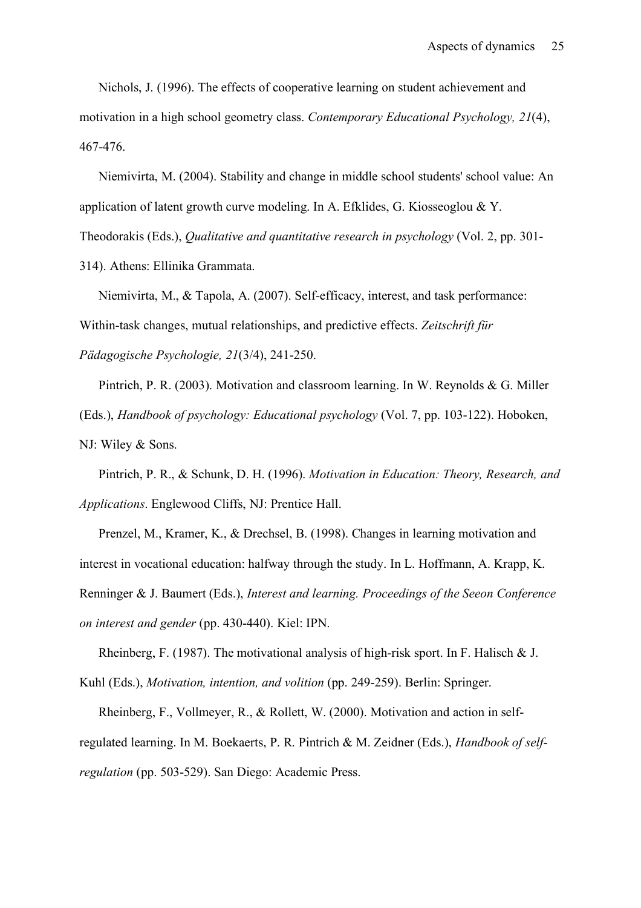Nichols, J. (1996). The effects of cooperative learning on student achievement and motivation in a high school geometry class. *Contemporary Educational Psychology, 21*(4), 467-476.

Niemivirta, M. (2004). Stability and change in middle school students' school value: An application of latent growth curve modeling. In A. Efklides, G. Kiosseoglou & Y. Theodorakis (Eds.), *Qualitative and quantitative research in psychology* (Vol. 2, pp. 301-314). Athens: Ellinika Grammata.

Niemivirta, M., & Tapola, A. (2007). Self-efficacy, interest, and task performance: Within-task changes, mutual relationships, and predictive effects. *Zeitschrift für Pädagogische Psychologie, 21*(3/4), 241-250.

Pintrich, P. R. (2003). Motivation and classroom learning. In W. Reynolds & G. Miller (Eds.), *Handbook of psychology: Educational psychology* (Vol. 7, pp. 103-122). Hoboken, NJ: Wiley & Sons.

Pintrich, P. R., & Schunk, D. H. (1996). *Motivation in Education: Theory, Research, and Applications*. Englewood Cliffs, NJ: Prentice Hall.

Prenzel, M., Kramer, K., & Drechsel, B. (1998). Changes in learning motivation and interest in vocational education: halfway through the study. In L. Hoffmann, A. Krapp, K. Renninger & J. Baumert (Eds.), *Interest and learning. Proceedings of the Seeon Conference on interest and gender* (pp. 430-440). Kiel: IPN.

Rheinberg, F. (1987). The motivational analysis of high-risk sport. In F. Halisch & J. Kuhl (Eds.), *Motivation, intention, and volition* (pp. 249-259). Berlin: Springer.

Rheinberg, F., Vollmeyer, R., & Rollett, W. (2000). Motivation and action in self-regulated learning. In M. Boekaerts, P. R. Pintrich & M. Zeidner (Eds.), *Handbook of self-regulation* (pp. 503-529). San Diego: Academic Press.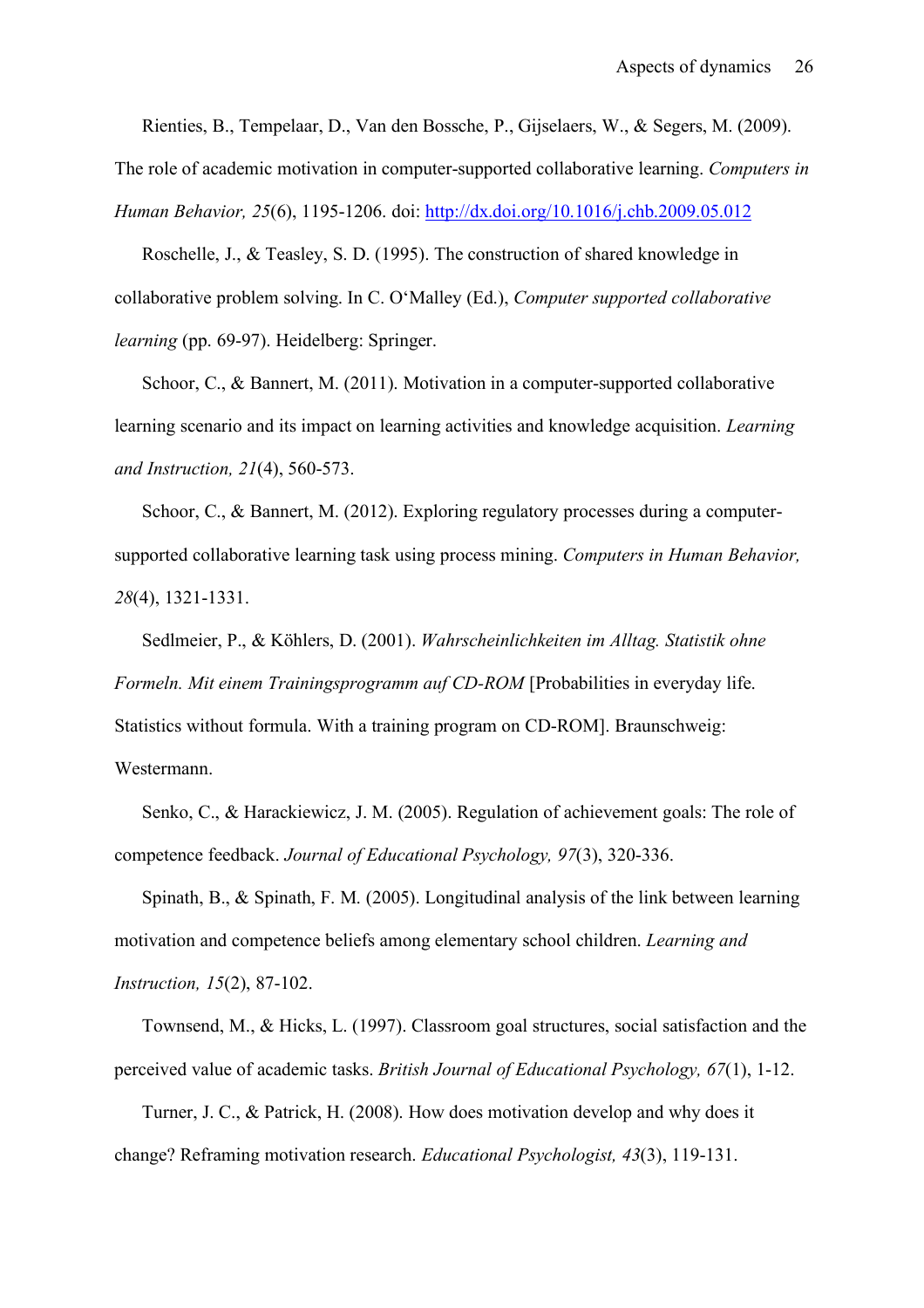Rienties, B., Tempelaar, D., Van den Bossche, P., Gijselaers, W., & Segers, M. (2009). The role of academic motivation in computer-supported collaborative learning. *Computers in Human Behavior, 25*(6), 1195-1206. doi: http://dx.doi.org/10.1016/j.chb.2009.05.012

Roschelle, J., & Teasley, S. D. (1995). The construction of shared knowledge in collaborative problem solving. In C. O'Malley (Ed.), *Computer supported collaborative learning* (pp. 69-97). Heidelberg: Springer.

Schoor, C., & Bannert, M. (2011). Motivation in a computer-supported collaborative learning scenario and its impact on learning activities and knowledge acquisition. *Learning and Instruction, 21*(4), 560-573.

Schoor, C., & Bannert, M. (2012). Exploring regulatory processes during a computer-supported collaborative learning task using process mining. *Computers in Human Behavior, 28*(4), 1321-1331.

Sedlmeier, P., & Köhlers, D. (2001). *Wahrscheinlichkeiten im Alltag. Statistik ohne Formeln. Mit einem Trainingsprogramm auf CD-ROM* [Probabilities in everyday life. Statistics without formula. With a training program on CD-ROM]. Braunschweig: Westermann.

Senko, C., & Harackiewicz, J. M. (2005). Regulation of achievement goals: The role of competence feedback. *Journal of Educational Psychology, 97*(3), 320-336.

Spinath, B., & Spinath, F. M. (2005). Longitudinal analysis of the link between learning motivation and competence beliefs among elementary school children. *Learning and Instruction, 15*(2), 87-102.

Townsend, M., & Hicks, L. (1997). Classroom goal structures, social satisfaction and the perceived value of academic tasks. *British Journal of Educational Psychology, 67*(1), 1-12.

Turner, J. C., & Patrick, H. (2008). How does motivation develop and why does it change? Reframing motivation research. *Educational Psychologist, 43*(3), 119-131.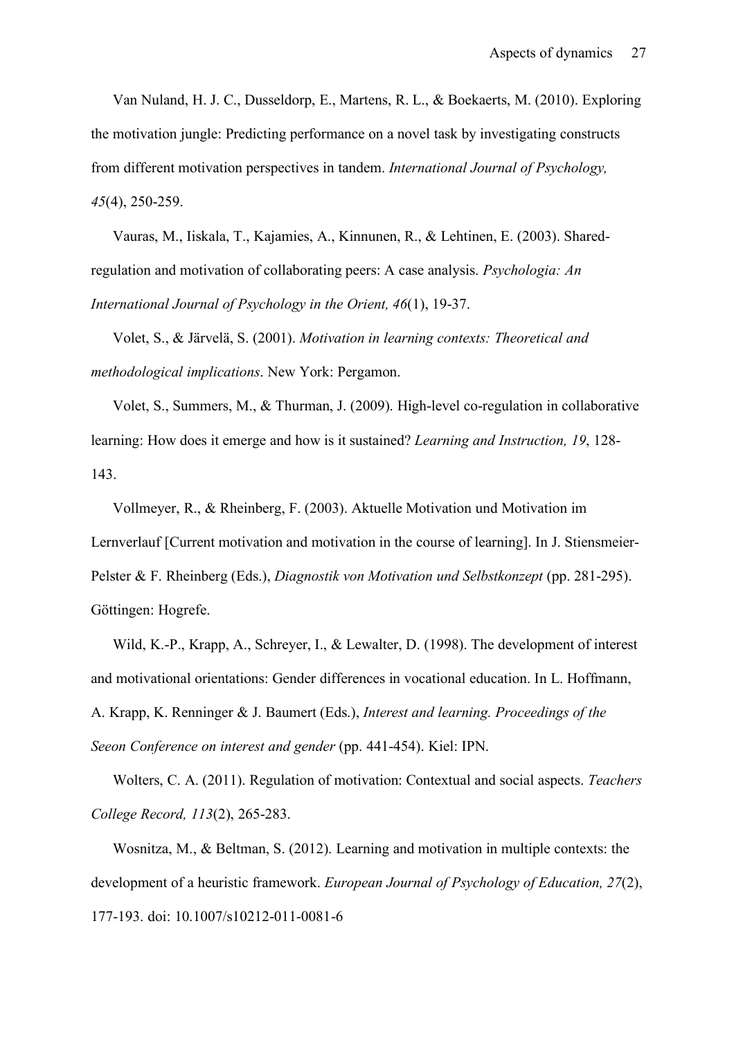Van Nuland, H. J. C., Dusseldorp, E., Martens, R. L., & Boekaerts, M. (2010). Exploring the motivation jungle: Predicting performance on a novel task by investigating constructs from different motivation perspectives in tandem. *International Journal of Psychology, 45*(4), 250-259.

Vauras, M., Iiskala, T., Kajamies, A., Kinnunen, R., & Lehtinen, E. (2003). Shared-regulation and motivation of collaborating peers: A case analysis. *Psychologia: An International Journal of Psychology in the Orient, 46*(1), 19-37.

Volet, S., & Järvelä, S. (2001). *Motivation in learning contexts: Theoretical and methodological implications*. New York: Pergamon.

Volet, S., Summers, M., & Thurman, J. (2009). High-level co-regulation in collaborative learning: How does it emerge and how is it sustained? *Learning and Instruction, 19*, 128-143.

Vollmeyer, R., & Rheinberg, F. (2003). Aktuelle Motivation und Motivation im Lernverlauf [Current motivation and motivation in the course of learning]. In J. Stiensmeier-Pelster & F. Rheinberg (Eds.), *Diagnostik von Motivation und Selbstkonzept* (pp. 281-295). Göttingen: Hogrefe.

Wild, K.-P., Krapp, A., Schreyer, I., & Lewalter, D. (1998). The development of interest and motivational orientations: Gender differences in vocational education. In L. Hoffmann, A. Krapp, K. Renninger & J. Baumert (Eds.), *Interest and learning. Proceedings of the Seeon Conference on interest and gender* (pp. 441-454). Kiel: IPN.

Wolters, C. A. (2011). Regulation of motivation: Contextual and social aspects. *Teachers College Record, 113*(2), 265-283.

Wosnitza, M., & Beltman, S. (2012). Learning and motivation in multiple contexts: the development of a heuristic framework. *European Journal of Psychology of Education, 27*(2), 177-193. doi: 10.1007/s10212-011-0081-6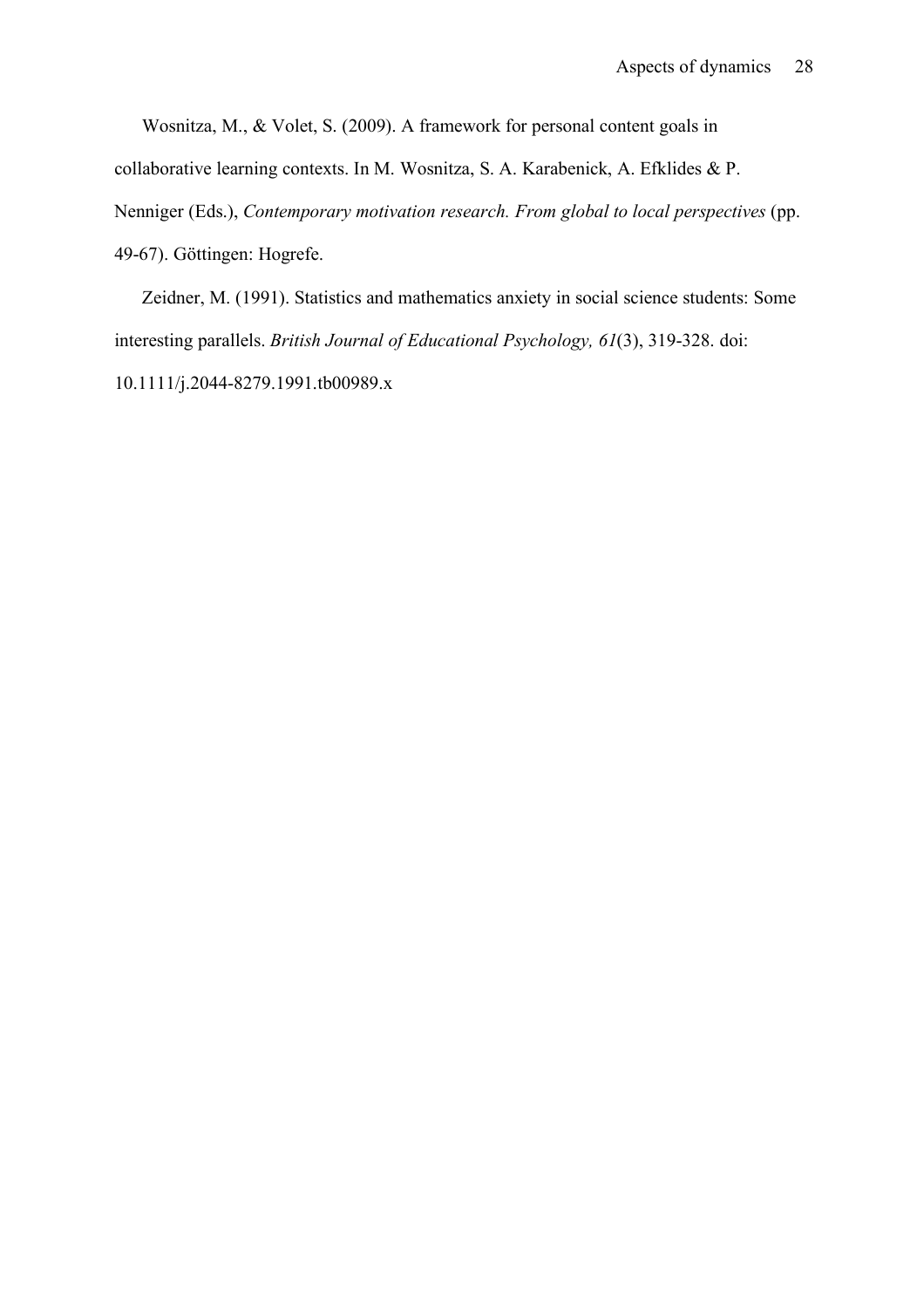Wosnitza, M., & Volet, S. (2009). A framework for personal content goals in collaborative learning contexts. In M. Wosnitza, S. A. Karabenick, A. Efklides & P. Nenniger (Eds.), *Contemporary motivation research. From global to local perspectives* (pp. 49-67). Göttingen: Hogrefe.

Zeidner, M. (1991). Statistics and mathematics anxiety in social science students: Some interesting parallels. *British Journal of Educational Psychology, 61*(3), 319-328. doi: 10.1111/j.2044-8279.1991.tb00989.x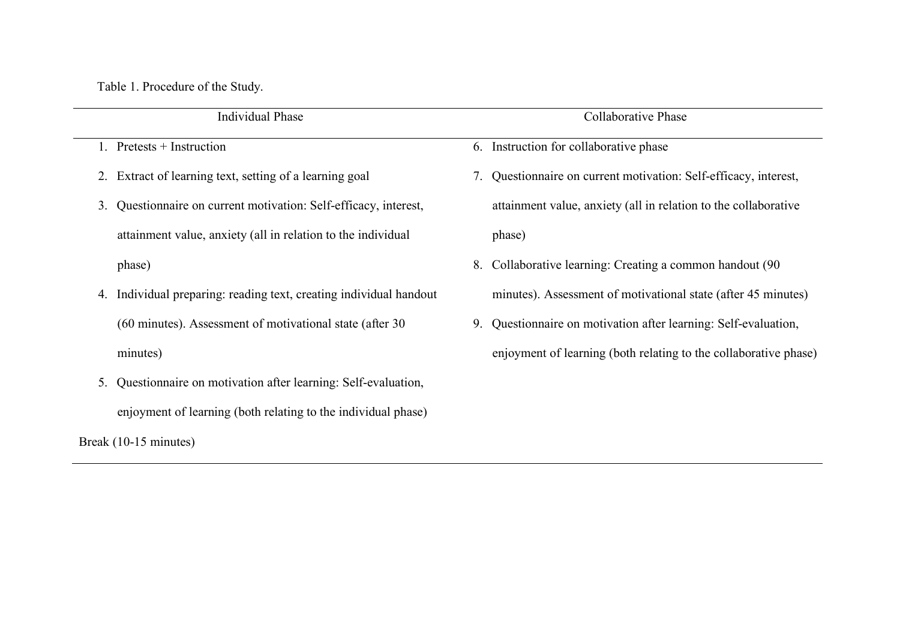Table 1. Procedure of the Study.

| Individual Phase | Collaborative Phase |
|---|---|
| 1. Pretests + Instruction | 6. Instruction for collaborative phase |
| 2. Extract of learning text, setting of a learning goal | 7. Questionnaire on current motivation: Self-efficacy, interest, attainment value, anxiety (all in relation to the collaborative phase) |
| 3. Questionnaire on current motivation: Self-efficacy, interest, attainment value, anxiety (all in relation to the individual phase) | 8. Collaborative learning: Creating a common handout (90 minutes). Assessment of motivational state (after 45 minutes) |
| 4. Individual preparing: reading text, creating individual handout (60 minutes). Assessment of motivational state (after 30 minutes) | 9. Questionnaire on motivation after learning: Self-evaluation, enjoyment of learning (both relating to the collaborative phase) |
| 5. Questionnaire on motivation after learning: Self-evaluation, enjoyment of learning (both relating to the individual phase) | |
| Break (10-15 minutes) | |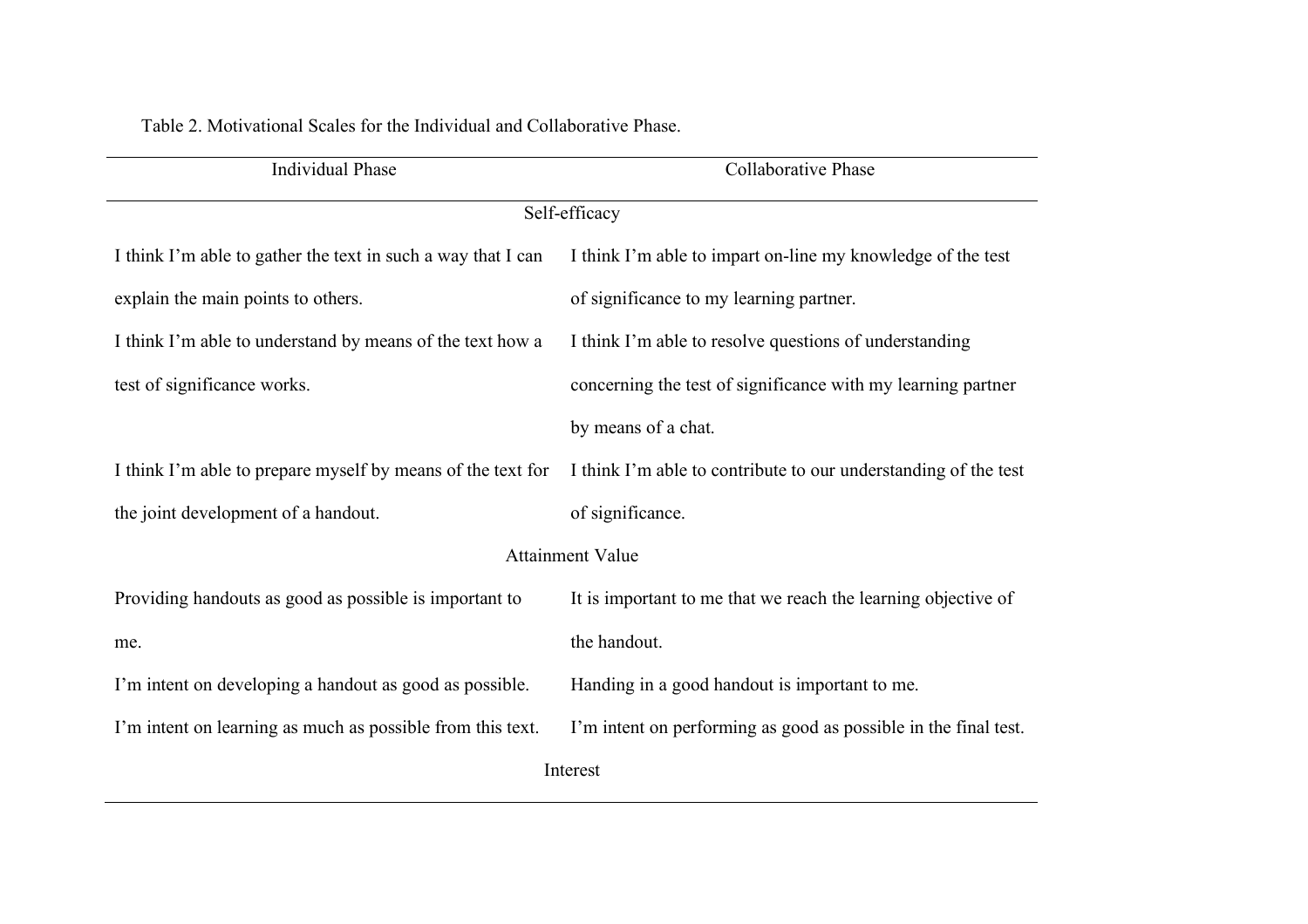Table 2. Motivational Scales for the Individual and Collaborative Phase.

| Individual Phase | Collaborative Phase |
|---|---|
| Self-efficacy | |
| I think I'm able to gather the text in such a way that I can explain the main points to others. | I think I'm able to impart on-line my knowledge of the test of significance to my learning partner. |
| I think I'm able to understand by means of the text how a test of significance works. | I think I'm able to resolve questions of understanding concerning the test of significance with my learning partner by means of a chat. |
| I think I'm able to prepare myself by means of the text for the joint development of a handout. | I think I'm able to contribute to our understanding of the test of significance. |
| Attainment Value | |
| Providing handouts as good as possible is important to me. | It is important to me that we reach the learning objective of the handout. |
| I'm intent on developing a handout as good as possible. | Handing in a good handout is important to me. |
| I'm intent on learning as much as possible from this text. | I'm intent on performing as good as possible in the final test. |
| Interest | |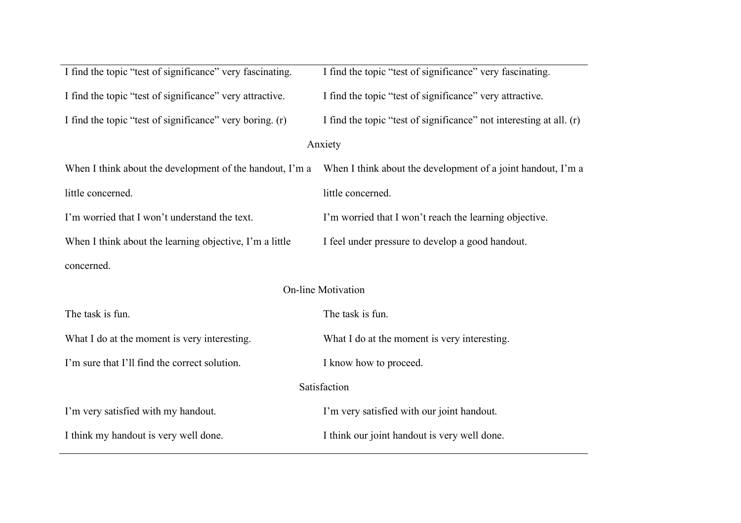| | |
|---|---|
| I find the topic “test of significance” very fascinating. | I find the topic “test of significance” very fascinating. |
| I find the topic “test of significance” very attractive. | I find the topic “test of significance” very attractive. |
| I find the topic “test of significance” very boring. (r) | I find the topic “test of significance” not interesting at all. (r) |
| **Anxiety** | |
| When I think about the development of the handout, I’m a little concerned. | When I think about the development of a joint handout, I’m a little concerned. |
| I’m worried that I won’t understand the text. | I’m worried that I won’t reach the learning objective. |
| When I think about the learning objective, I’m a little concerned. | I feel under pressure to develop a good handout. |
| **On-line Motivation** | |
| The task is fun. | The task is fun. |
| What I do at the moment is very interesting. | What I do at the moment is very interesting. |
| I’m sure that I’ll find the correct solution. | I know how to proceed. |
| **Satisfaction** | |
| I’m very satisfied with my handout. | I’m very satisfied with our joint handout. |
| I think my handout is very well done. | I think our joint handout is very well done. |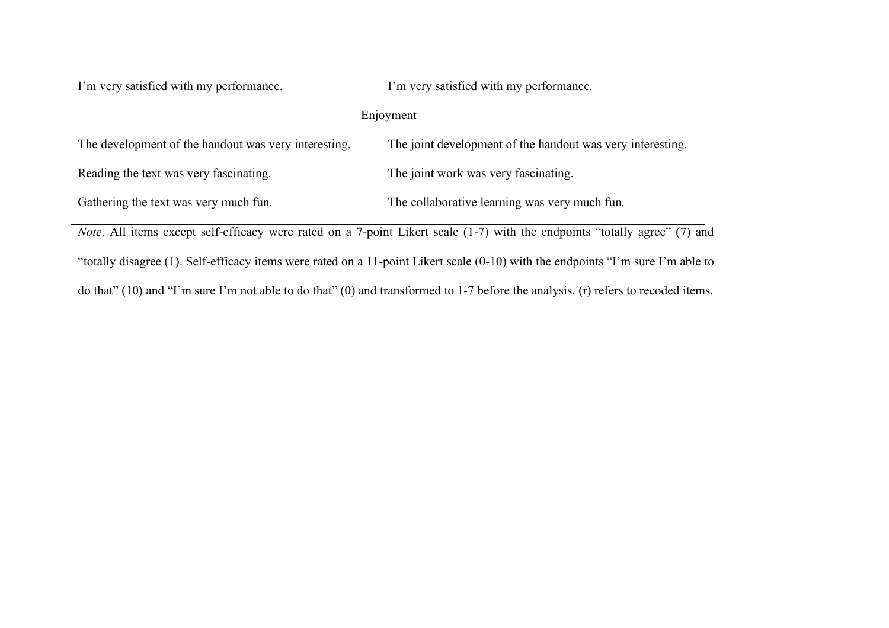| | |
|---|---|
| I’m very satisfied with my performance. | I’m very satisfied with my performance. |
| Enjoyment | |
| The development of the handout was very interesting. | The joint development of the handout was very interesting. |
| Reading the text was very fascinating. | The joint work was very fascinating. |
| Gathering the text was very much fun. | The collaborative learning was very much fun. |

*Note*. All items except self-efficacy were rated on a 7-point Likert scale (1-7) with the endpoints “totally agree” (7) and “totally disagree (1). Self-efficacy items were rated on a 11-point Likert scale (0-10) with the endpoints “I’m sure I’m able to do that” (10) and “I’m sure I’m not able to do that” (0) and transformed to 1-7 before the analysis. (r) refers to recoded items.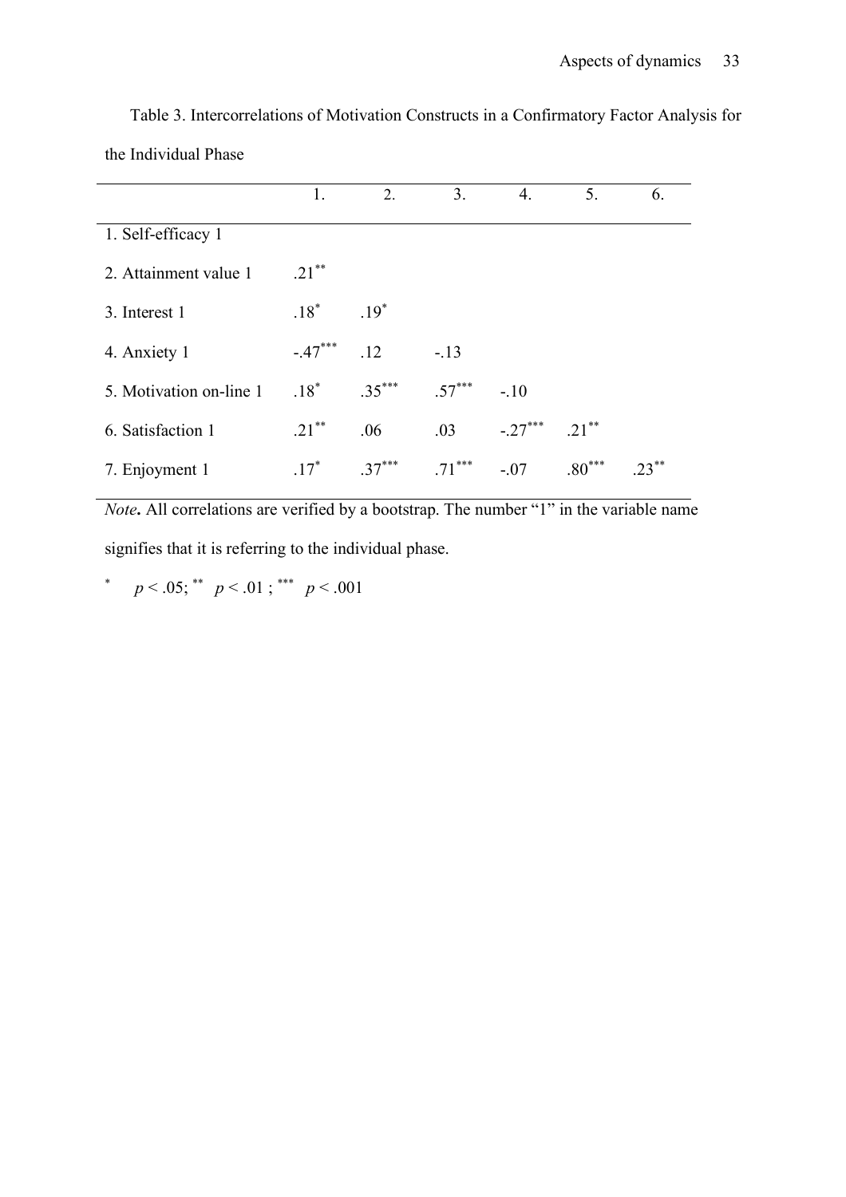Table 3. Intercorrelations of Motivation Constructs in a Confirmatory Factor Analysis for the Individual Phase

| | 1. | 2. | 3. | 4. | 5. | 6. |
|---|---|---|---|---|---|---|
| 1. Self-efficacy 1 | | | | | | |
| 2. Attainment value 1 | .21** | | | | | |
| 3. Interest 1 | .18* | .19* | | | | |
| 4. Anxiety 1 | -.47*** | .12 | -.13 | | | |
| 5. Motivation on-line 1 | .18* | .35*** | .57*** | -.10 | | |
| 6. Satisfaction 1 | .21** | .06 | .03 | -.27*** | .21** | |
| 7. Enjoyment 1 | .17* | .37*** | .71*** | -.07 | .80*** | .23** |

*Note***.** All correlations are verified by a bootstrap. The number "1" in the variable name signifies that it is referring to the individual phase.

* $p < .05$; ** $p < .01$ ; *** $p < .001$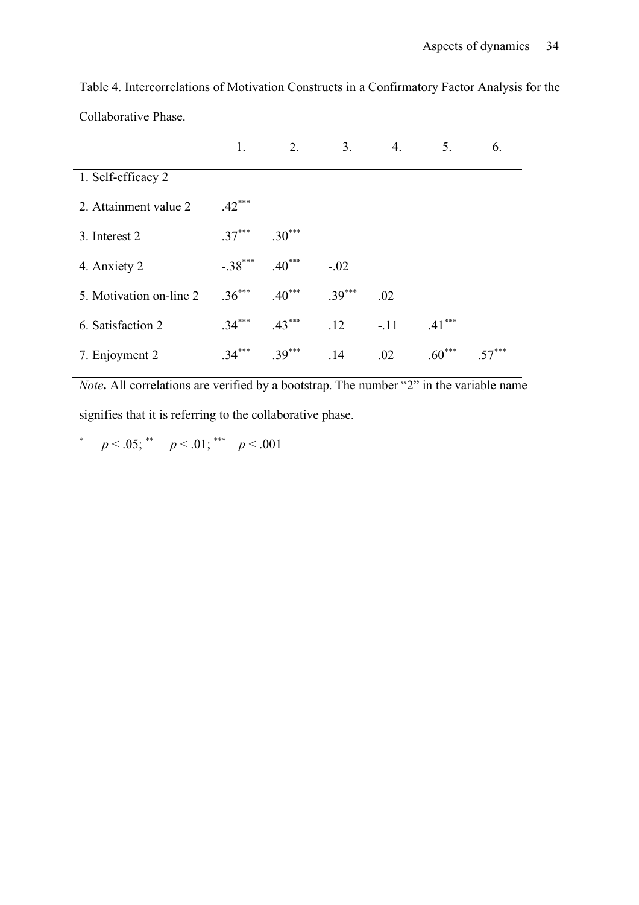Table 4. Intercorrelations of Motivation Constructs in a Confirmatory Factor Analysis for the Collaborative Phase.

| | 1. | 2. | 3. | 4. | 5. | 6. |
|---|---|---|---|---|---|---|
| 1. Self-efficacy 2 | | | | | | |
| 2. Attainment value 2 | .42*** | | | | | |
| 3. Interest 2 | .37*** | .30*** | | | | |
| 4. Anxiety 2 | -.38*** | .40*** | -.02 | | | |
| 5. Motivation on-line 2 | .36*** | .40*** | .39*** | .02 | | |
| 6. Satisfaction 2 | .34*** | .43*** | .12 | -.11 | .41*** | |
| 7. Enjoyment 2 | .34*** | .39*** | .14 | .02 | .60*** | .57*** |

*Note***.** All correlations are verified by a bootstrap. The number "2" in the variable name signifies that it is referring to the collaborative phase.

\* $p < .05$; \*\* $p < .01$; \*\*\* $p < .001$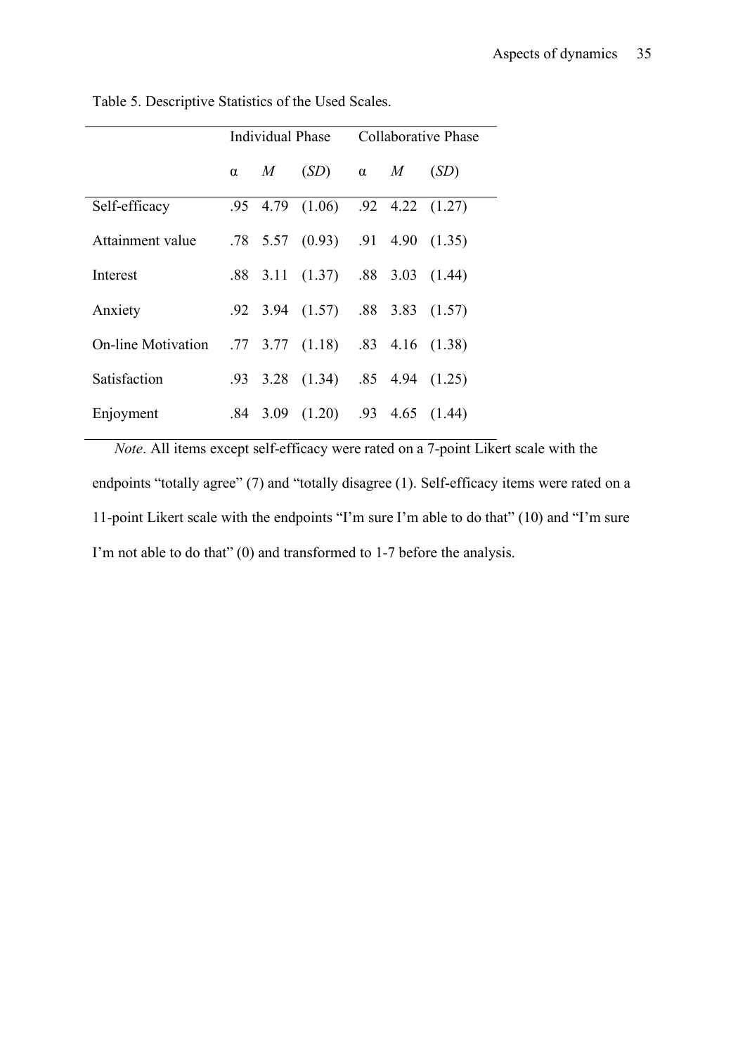Table 5. Descriptive Statistics of the Used Scales.

| | Individual Phase | | | Collaborative Phase | | |
|---|---|---|---|---|---|---|
| | α | *M* | (*SD*) | α | *M* | (*SD*) |
| Self-efficacy | .95 | 4.79 | (1.06) | .92 | 4.22 | (1.27) |
| Attainment value | .78 | 5.57 | (0.93) | .91 | 4.90 | (1.35) |
| Interest | .88 | 3.11 | (1.37) | .88 | 3.03 | (1.44) |
| Anxiety | .92 | 3.94 | (1.57) | .88 | 3.83 | (1.57) |
| On-line Motivation | .77 | 3.77 | (1.18) | .83 | 4.16 | (1.38) |
| Satisfaction | .93 | 3.28 | (1.34) | .85 | 4.94 | (1.25) |
| Enjoyment | .84 | 3.09 | (1.20) | .93 | 4.65 | (1.44) |

*Note*. All items except self-efficacy were rated on a 7-point Likert scale with the endpoints "totally agree" (7) and "totally disagree (1). Self-efficacy items were rated on a 11-point Likert scale with the endpoints "I'm sure I'm able to do that" (10) and "I'm sure I'm not able to do that" (0) and transformed to 1-7 before the analysis.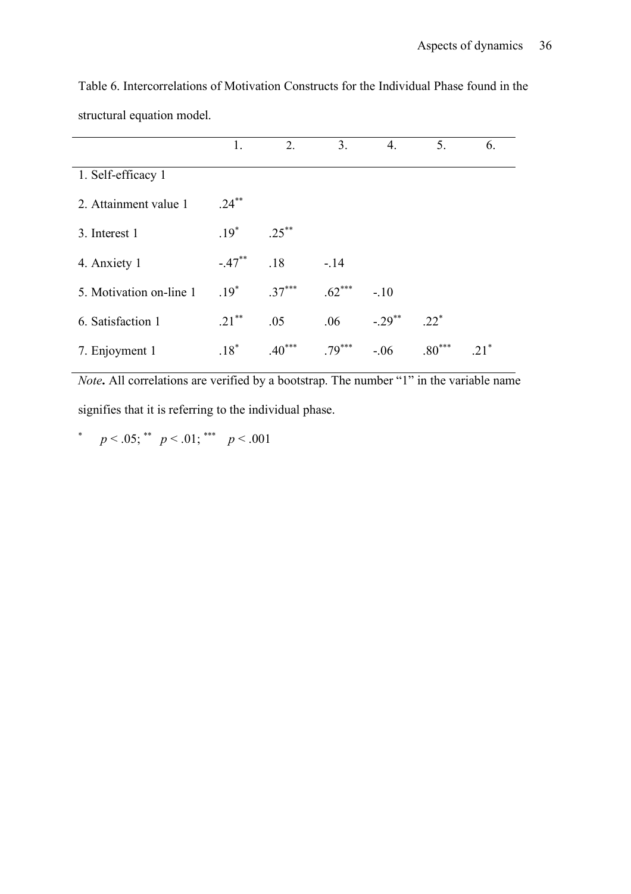Table 6. Intercorrelations of Motivation Constructs for the Individual Phase found in the structural equation model.

| | 1. | 2. | 3. | 4. | 5. | 6. |
|---|---|---|---|---|---|---|
| 1. Self-efficacy 1 | | | | | | |
| 2. Attainment value 1 | .24** | | | | | |
| 3. Interest 1 | .19* | .25** | | | | |
| 4. Anxiety 1 | -.47** | .18 | -.14 | | | |
| 5. Motivation on-line 1 | .19* | .37*** | .62*** | -.10 | | |
| 6. Satisfaction 1 | .21** | .05 | .06 | -.29** | .22* | |
| 7. Enjoyment 1 | .18* | .40*** | .79*** | -.06 | .80*** | .21* |

*Note***.** All correlations are verified by a bootstrap. The number "1" in the variable name signifies that it is referring to the individual phase.

\* $p < .05$; \*\* $p < .01$; \*\*\* $p < .001$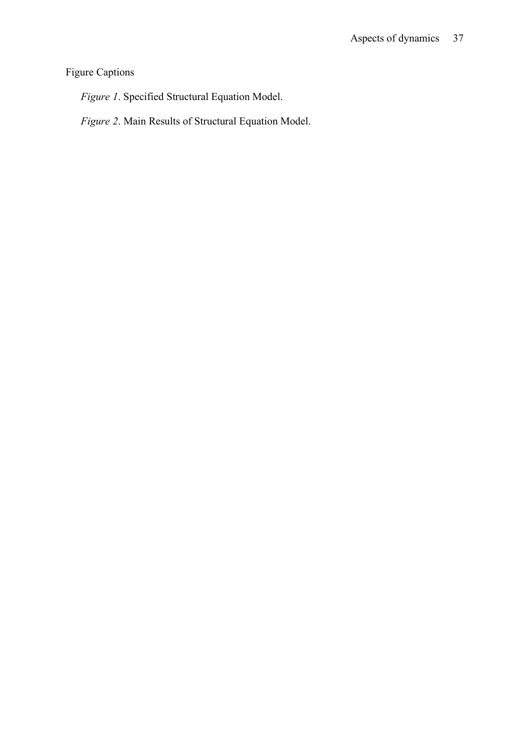Figure Captions

*Figure 1*. Specified Structural Equation Model.

*Figure 2*. Main Results of Structural Equation Model.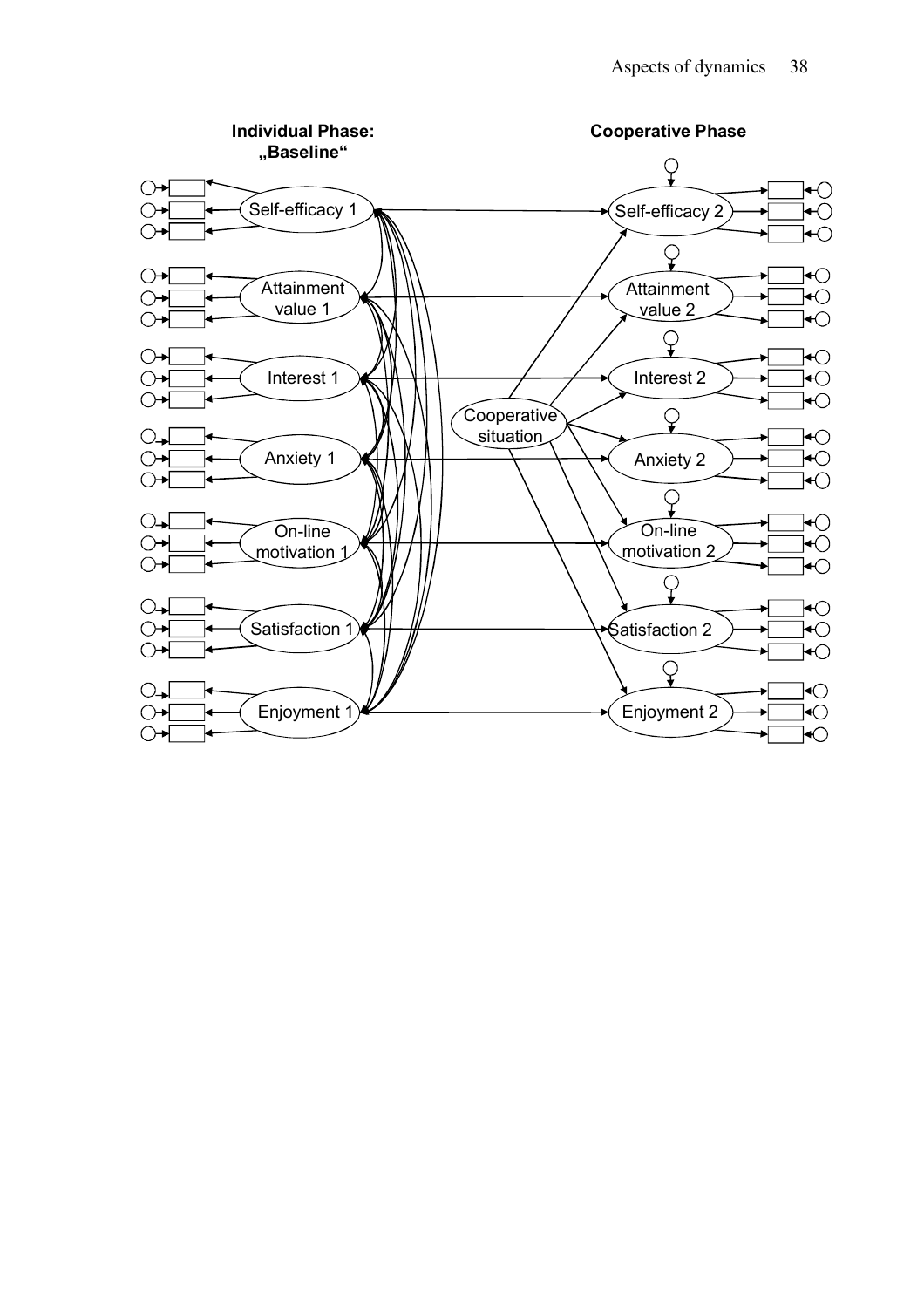**Individual Phase: „Baseline“**

**Cooperative Phase**

Self-efficacy 1

Attainment value 1

Interest 1

Anxiety 1

On-line motivation 1

Satisfaction 1

Enjoyment 1

Cooperative situation

Self-efficacy 2

Attainment value 2

Interest 2

Anxiety 2

On-line motivation 2

Satisfaction 2

Enjoyment 2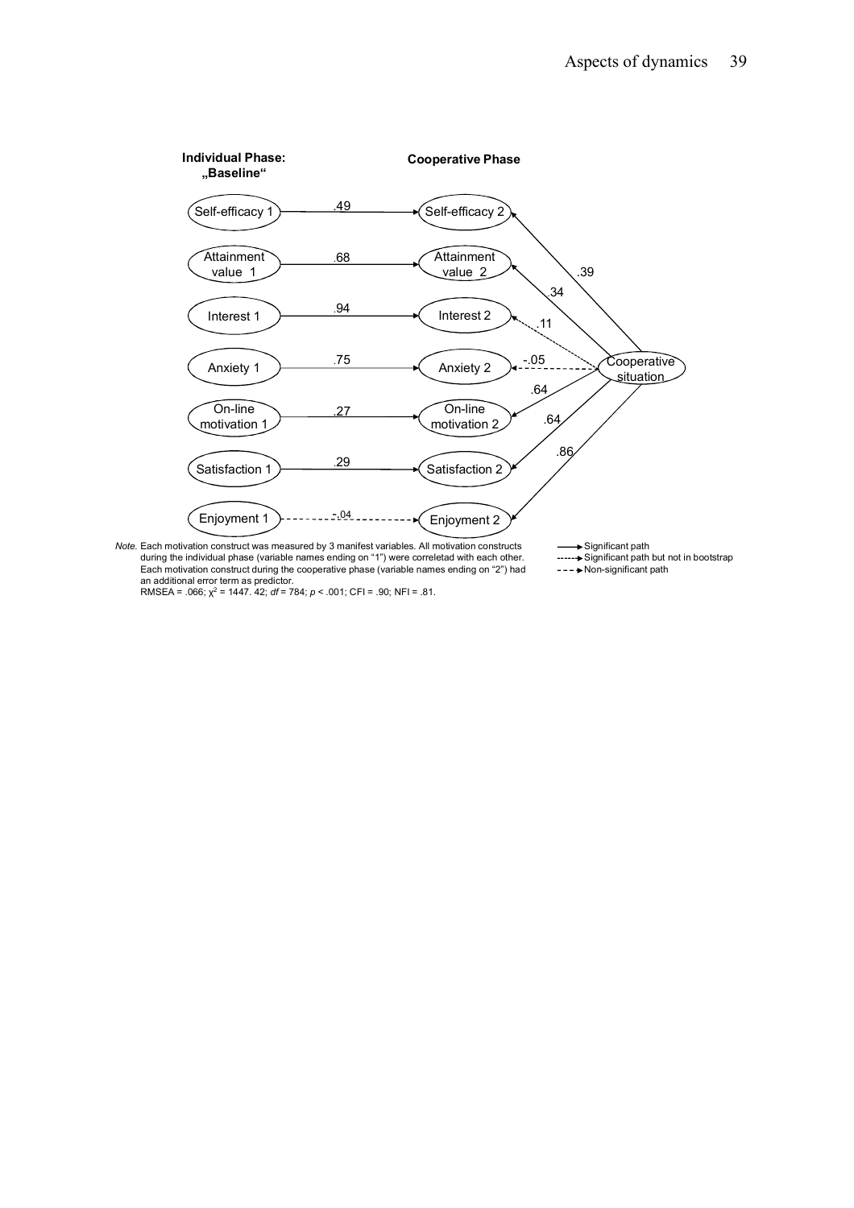**Individual Phase: „Baseline"**

**Cooperative Phase**

Self-efficacy 1 — .49 → Self-efficacy 2

Attainment value 1 — .68 → Attainment value 2

Interest 1 — .94 → Interest 2

Anxiety 1 — .75 → Anxiety 2

On-line motivation 1 — .27 → On-line motivation 2

Satisfaction 1 — .29 → Satisfaction 2

Enjoyment 1 — -.04 → Enjoyment 2

Cooperative situation

.39

.34

.11

-.05

.64

.64

.86

*Note.* Each motivation construct was measured by 3 manifest variables. All motivation constructs during the individual phase (variable names ending on "1") were correletad with each other. Each motivation construct during the cooperative phase (variable names ending on "2") had an additional error term as predictor.
RMSEA = .066; $\chi^2$ = 1447. 42; *df* = 784; *p* < .001; CFI = .90; NFI = .81.

Significant path
Significant path but not in bootstrap
Non-significant path